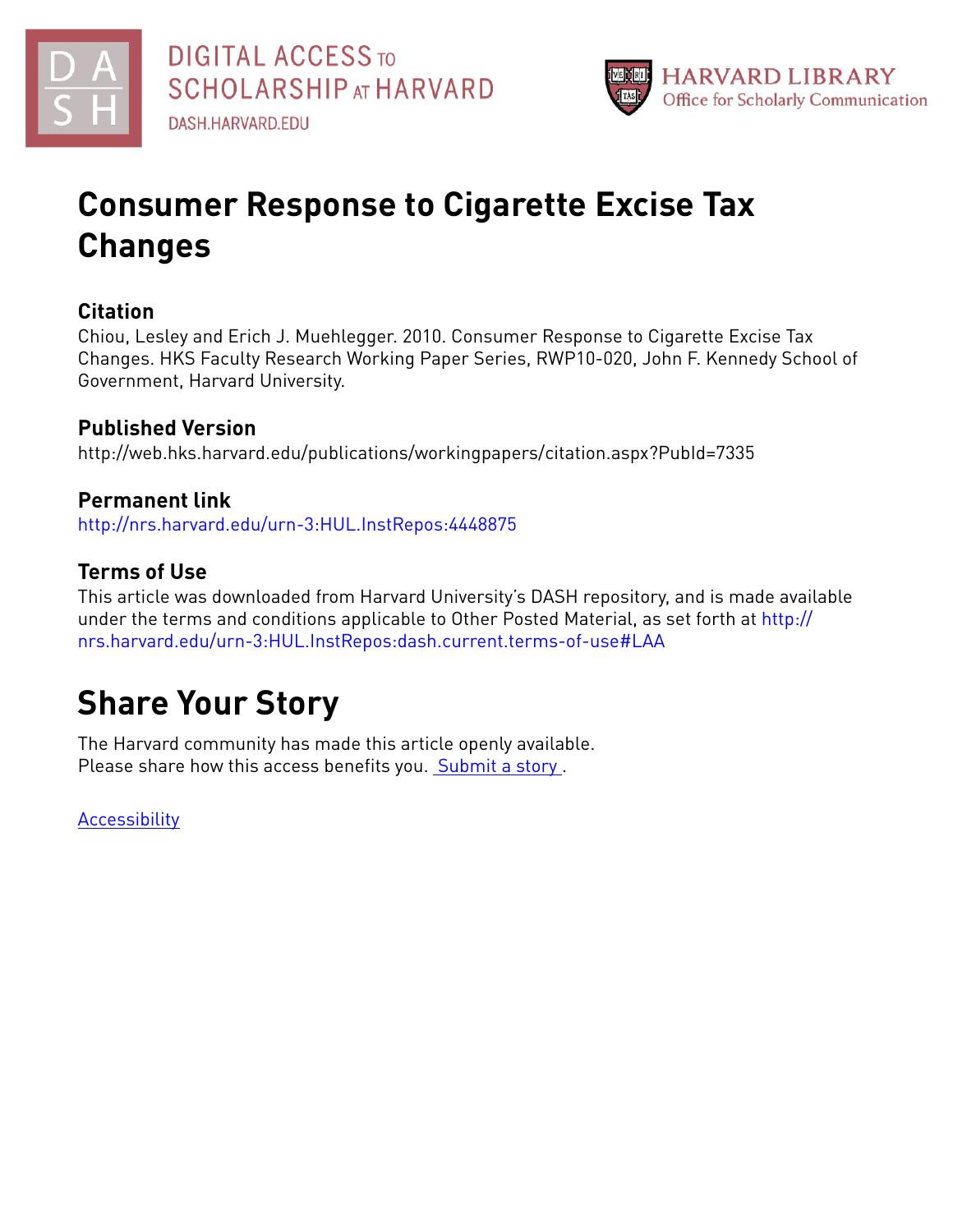DIGITAL ACCESS TO SCHOLARSHIP AT HARVARD
DASH.HARVARD.EDU

HARVARD LIBRARY
Office for Scholarly Communication

# Consumer Response to Cigarette Excise Tax Changes

## Citation

Chiou, Lesley and Erich J. Muehlegger. 2010. Consumer Response to Cigarette Excise Tax Changes. HKS Faculty Research Working Paper Series, RWP10-020, John F. Kennedy School of Government, Harvard University.

## Published Version

http://web.hks.harvard.edu/publications/workingpapers/citation.aspx?PubId=7335

## Permanent link

http://nrs.harvard.edu/urn-3:HUL.InstRepos:4448875

## Terms of Use

This article was downloaded from Harvard University's DASH repository, and is made available under the terms and conditions applicable to Other Posted Material, as set forth at http://nrs.harvard.edu/urn-3:HUL.InstRepos:dash.current.terms-of-use#LAA

# Share Your Story

The Harvard community has made this article openly available.
Please share how this access benefits you. Submit a story .

Accessibility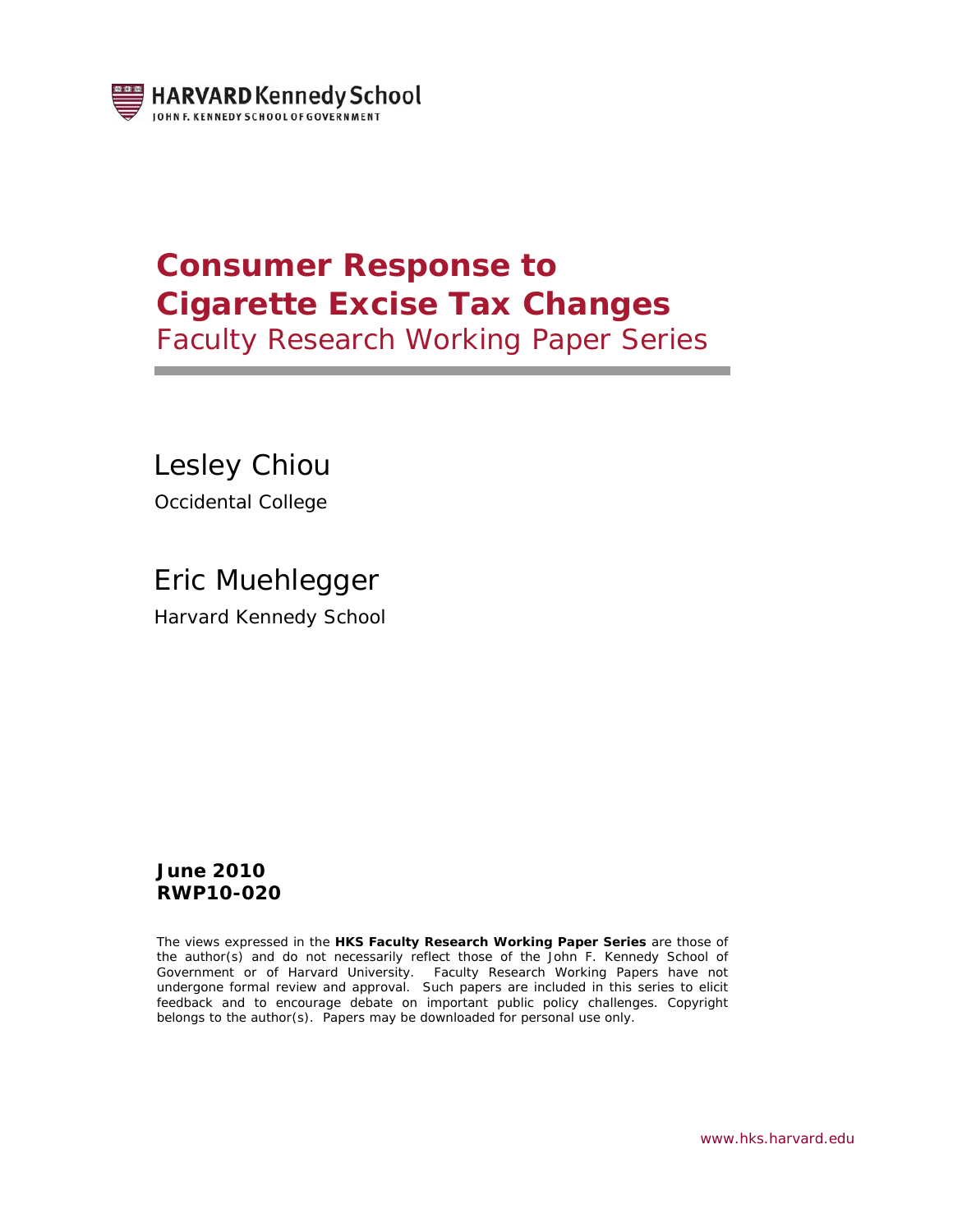# Consumer Response to Cigarette Excise Tax Changes

Faculty Research Working Paper Series

Lesley Chiou

Occidental College

Eric Muehlegger

Harvard Kennedy School

**June 2010**
**RWP10-020**

The views expressed in the **HKS Faculty Research Working Paper Series** are those of the author(s) and do not necessarily reflect those of the John F. Kennedy School of Government or of Harvard University. Faculty Research Working Papers have not undergone formal review and approval. Such papers are included in this series to elicit feedback and to encourage debate on important public policy challenges. Copyright belongs to the author(s). Papers may be downloaded for personal use only.

www.hks.harvard.edu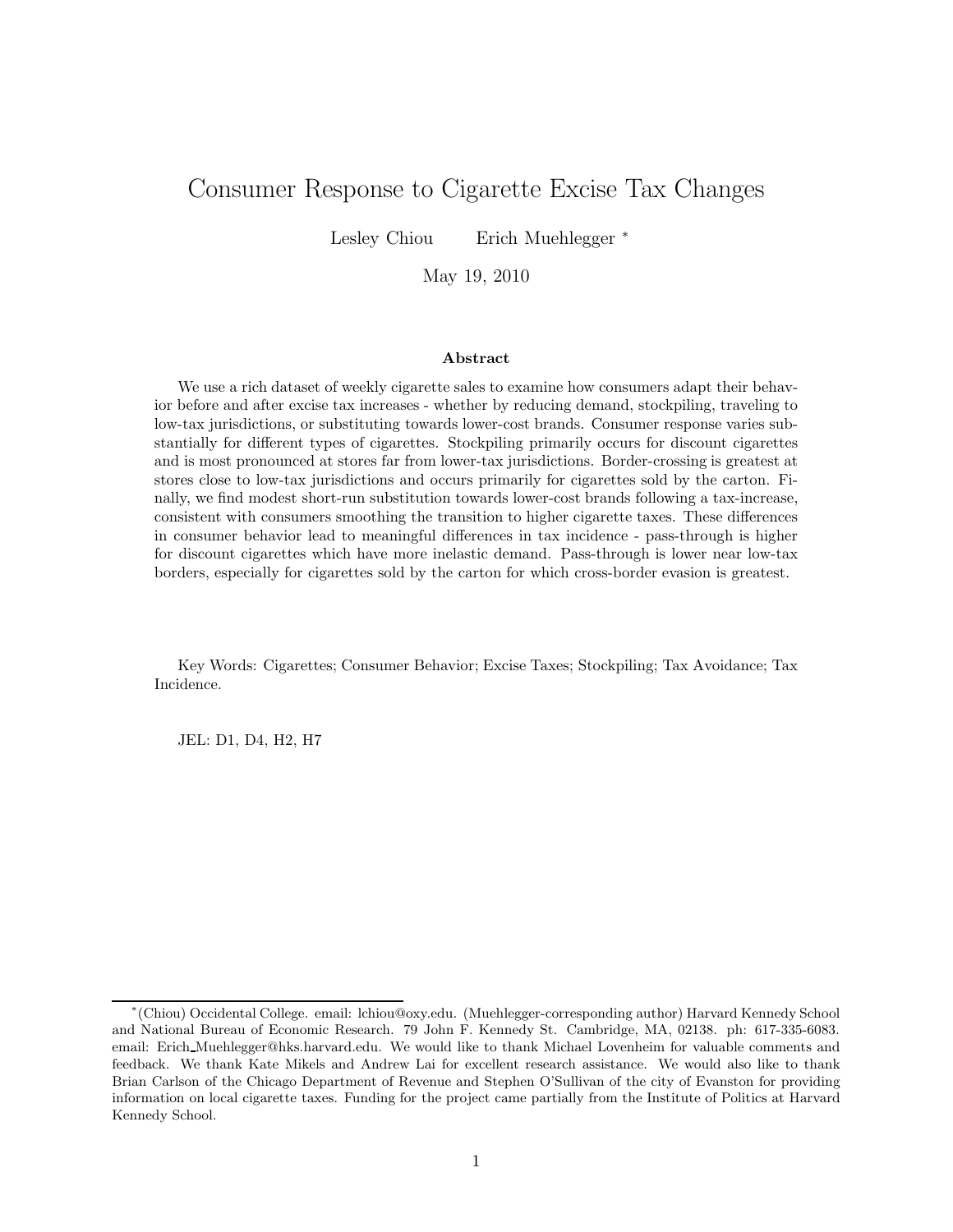# Consumer Response to Cigarette Excise Tax Changes

Lesley Chiou  Erich Muehlegger *

May 19, 2010

## Abstract

We use a rich dataset of weekly cigarette sales to examine how consumers adapt their behavior before and after excise tax increases - whether by reducing demand, stockpiling, traveling to low-tax jurisdictions, or substituting towards lower-cost brands. Consumer response varies substantially for different types of cigarettes. Stockpiling primarily occurs for discount cigarettes and is most pronounced at stores far from lower-tax jurisdictions. Border-crossing is greatest at stores close to low-tax jurisdictions and occurs primarily for cigarettes sold by the carton. Finally, we find modest short-run substitution towards lower-cost brands following a tax-increase, consistent with consumers smoothing the transition to higher cigarette taxes. These differences in consumer behavior lead to meaningful differences in tax incidence - pass-through is higher for discount cigarettes which have more inelastic demand. Pass-through is lower near low-tax borders, especially for cigarettes sold by the carton for which cross-border evasion is greatest.

Key Words: Cigarettes; Consumer Behavior; Excise Taxes; Stockpiling; Tax Avoidance; Tax Incidence.

JEL: D1, D4, H2, H7

*(Chiou) Occidental College. email: lchiou@oxy.edu. (Muehlegger-corresponding author) Harvard Kennedy School and National Bureau of Economic Research. 79 John F. Kennedy St. Cambridge, MA, 02138. ph: 617-335-6083. email: Erich_Muehlegger@hks.harvard.edu. We would like to thank Michael Lovenheim for valuable comments and feedback. We thank Kate Mikels and Andrew Lai for excellent research assistance. We would also like to thank Brian Carlson of the Chicago Department of Revenue and Stephen O'Sullivan of the city of Evanston for providing information on local cigarette taxes. Funding for the project came partially from the Institute of Politics at Harvard Kennedy School.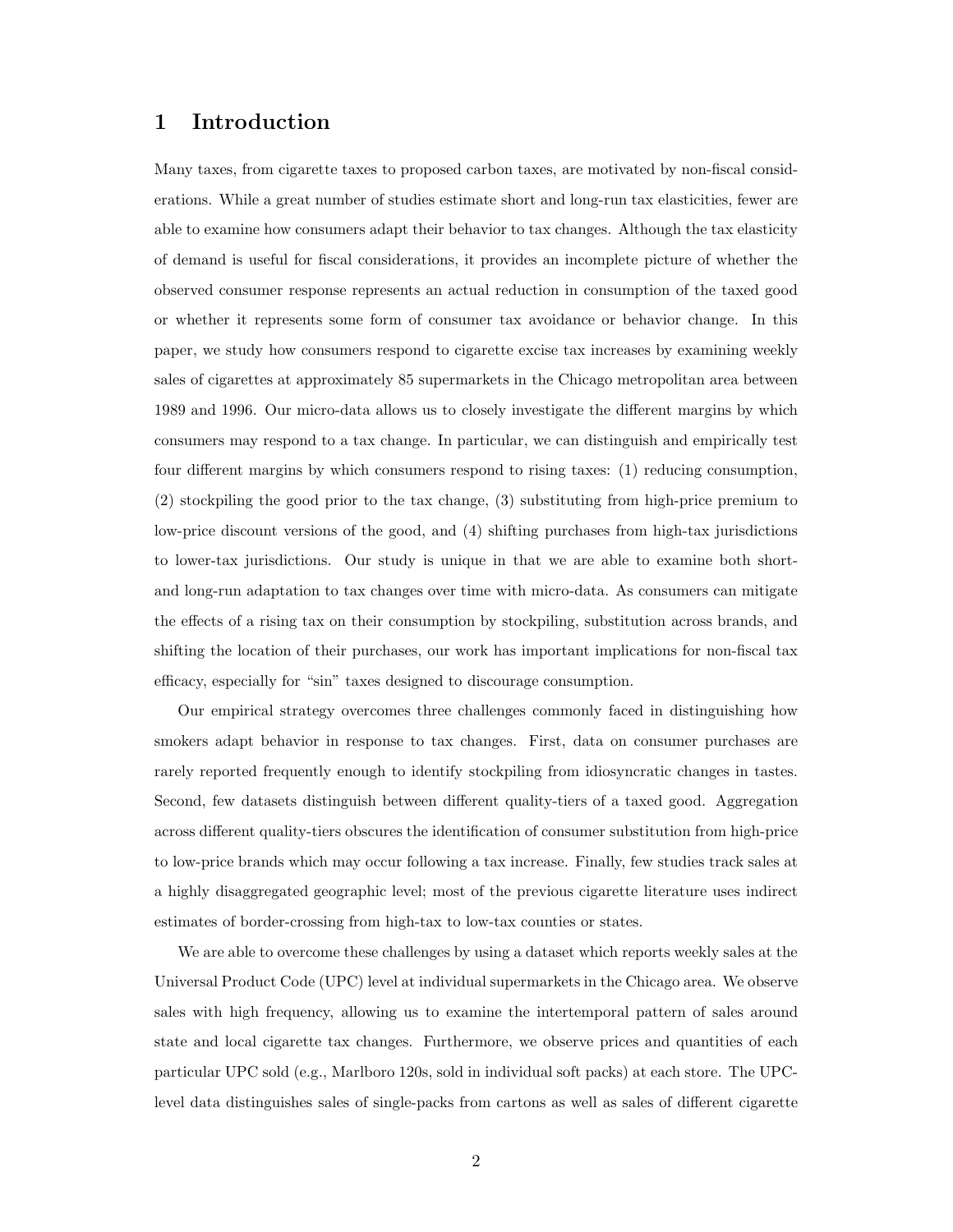# 1 Introduction

Many taxes, from cigarette taxes to proposed carbon taxes, are motivated by non-fiscal considerations. While a great number of studies estimate short and long-run tax elasticities, fewer are able to examine how consumers adapt their behavior to tax changes. Although the tax elasticity of demand is useful for fiscal considerations, it provides an incomplete picture of whether the observed consumer response represents an actual reduction in consumption of the taxed good or whether it represents some form of consumer tax avoidance or behavior change. In this paper, we study how consumers respond to cigarette excise tax increases by examining weekly sales of cigarettes at approximately 85 supermarkets in the Chicago metropolitan area between 1989 and 1996. Our micro-data allows us to closely investigate the different margins by which consumers may respond to a tax change. In particular, we can distinguish and empirically test four different margins by which consumers respond to rising taxes: (1) reducing consumption, (2) stockpiling the good prior to the tax change, (3) substituting from high-price premium to low-price discount versions of the good, and (4) shifting purchases from high-tax jurisdictions to lower-tax jurisdictions. Our study is unique in that we are able to examine both short- and long-run adaptation to tax changes over time with micro-data. As consumers can mitigate the effects of a rising tax on their consumption by stockpiling, substitution across brands, and shifting the location of their purchases, our work has important implications for non-fiscal tax efficacy, especially for "sin" taxes designed to discourage consumption.

Our empirical strategy overcomes three challenges commonly faced in distinguishing how smokers adapt behavior in response to tax changes. First, data on consumer purchases are rarely reported frequently enough to identify stockpiling from idiosyncratic changes in tastes. Second, few datasets distinguish between different quality-tiers of a taxed good. Aggregation across different quality-tiers obscures the identification of consumer substitution from high-price to low-price brands which may occur following a tax increase. Finally, few studies track sales at a highly disaggregated geographic level; most of the previous cigarette literature uses indirect estimates of border-crossing from high-tax to low-tax counties or states.

We are able to overcome these challenges by using a dataset which reports weekly sales at the Universal Product Code (UPC) level at individual supermarkets in the Chicago area. We observe sales with high frequency, allowing us to examine the intertemporal pattern of sales around state and local cigarette tax changes. Furthermore, we observe prices and quantities of each particular UPC sold (e.g., Marlboro 120s, sold in individual soft packs) at each store. The UPC-level data distinguishes sales of single-packs from cartons as well as sales of different cigarette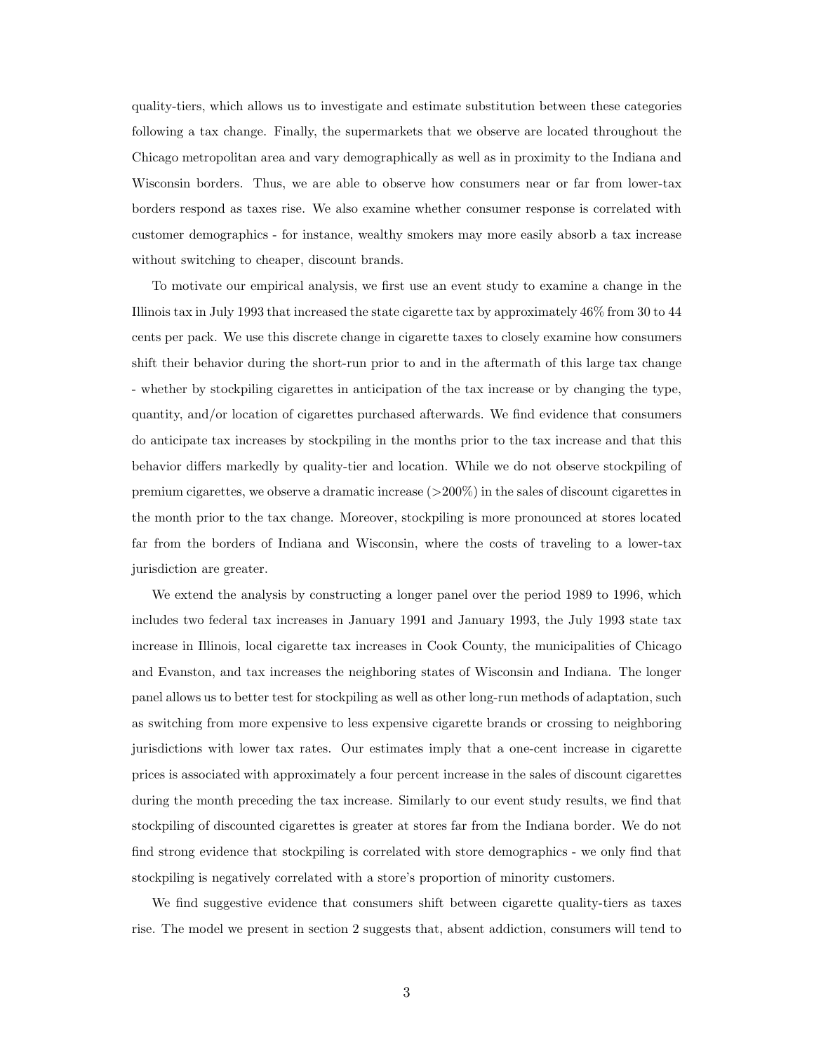quality-tiers, which allows us to investigate and estimate substitution between these categories following a tax change. Finally, the supermarkets that we observe are located throughout the Chicago metropolitan area and vary demographically as well as in proximity to the Indiana and Wisconsin borders. Thus, we are able to observe how consumers near or far from lower-tax borders respond as taxes rise. We also examine whether consumer response is correlated with customer demographics - for instance, wealthy smokers may more easily absorb a tax increase without switching to cheaper, discount brands.

To motivate our empirical analysis, we first use an event study to examine a change in the Illinois tax in July 1993 that increased the state cigarette tax by approximately 46% from 30 to 44 cents per pack. We use this discrete change in cigarette taxes to closely examine how consumers shift their behavior during the short-run prior to and in the aftermath of this large tax change - whether by stockpiling cigarettes in anticipation of the tax increase or by changing the type, quantity, and/or location of cigarettes purchased afterwards. We find evidence that consumers do anticipate tax increases by stockpiling in the months prior to the tax increase and that this behavior differs markedly by quality-tier and location. While we do not observe stockpiling of premium cigarettes, we observe a dramatic increase (>200%) in the sales of discount cigarettes in the month prior to the tax change. Moreover, stockpiling is more pronounced at stores located far from the borders of Indiana and Wisconsin, where the costs of traveling to a lower-tax jurisdiction are greater.

We extend the analysis by constructing a longer panel over the period 1989 to 1996, which includes two federal tax increases in January 1991 and January 1993, the July 1993 state tax increase in Illinois, local cigarette tax increases in Cook County, the municipalities of Chicago and Evanston, and tax increases the neighboring states of Wisconsin and Indiana. The longer panel allows us to better test for stockpiling as well as other long-run methods of adaptation, such as switching from more expensive to less expensive cigarette brands or crossing to neighboring jurisdictions with lower tax rates. Our estimates imply that a one-cent increase in cigarette prices is associated with approximately a four percent increase in the sales of discount cigarettes during the month preceding the tax increase. Similarly to our event study results, we find that stockpiling of discounted cigarettes is greater at stores far from the Indiana border. We do not find strong evidence that stockpiling is correlated with store demographics - we only find that stockpiling is negatively correlated with a store's proportion of minority customers.

We find suggestive evidence that consumers shift between cigarette quality-tiers as taxes rise. The model we present in section 2 suggests that, absent addiction, consumers will tend to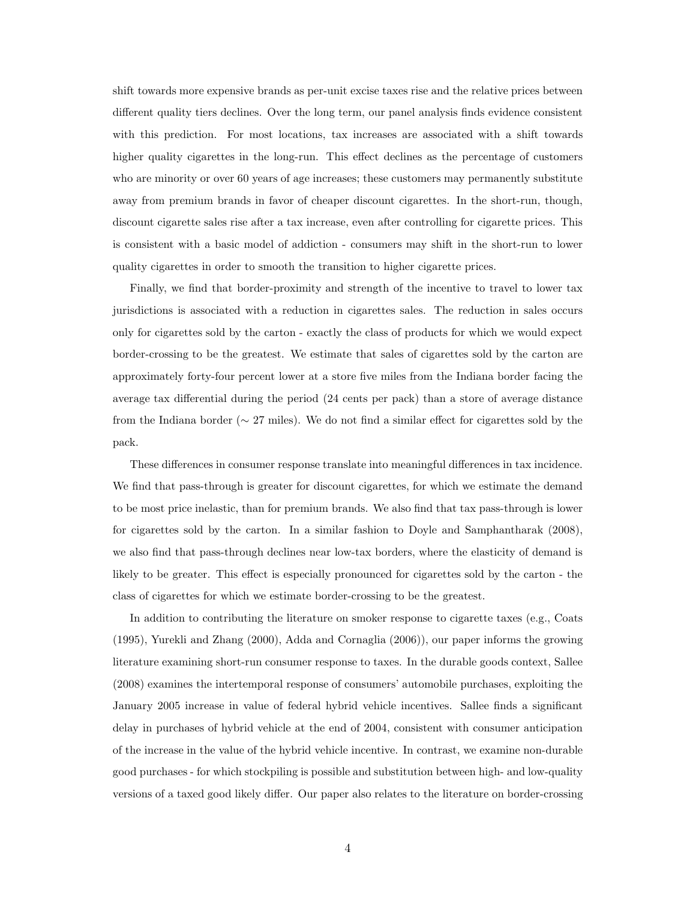shift towards more expensive brands as per-unit excise taxes rise and the relative prices between different quality tiers declines. Over the long term, our panel analysis finds evidence consistent with this prediction. For most locations, tax increases are associated with a shift towards higher quality cigarettes in the long-run. This effect declines as the percentage of customers who are minority or over 60 years of age increases; these customers may permanently substitute away from premium brands in favor of cheaper discount cigarettes. In the short-run, though, discount cigarette sales rise after a tax increase, even after controlling for cigarette prices. This is consistent with a basic model of addiction - consumers may shift in the short-run to lower quality cigarettes in order to smooth the transition to higher cigarette prices.

Finally, we find that border-proximity and strength of the incentive to travel to lower tax jurisdictions is associated with a reduction in cigarettes sales. The reduction in sales occurs only for cigarettes sold by the carton - exactly the class of products for which we would expect border-crossing to be the greatest. We estimate that sales of cigarettes sold by the carton are approximately forty-four percent lower at a store five miles from the Indiana border facing the average tax differential during the period (24 cents per pack) than a store of average distance from the Indiana border ($\sim$ 27 miles). We do not find a similar effect for cigarettes sold by the pack.

These differences in consumer response translate into meaningful differences in tax incidence. We find that pass-through is greater for discount cigarettes, for which we estimate the demand to be most price inelastic, than for premium brands. We also find that tax pass-through is lower for cigarettes sold by the carton. In a similar fashion to Doyle and Samphantharak (2008), we also find that pass-through declines near low-tax borders, where the elasticity of demand is likely to be greater. This effect is especially pronounced for cigarettes sold by the carton - the class of cigarettes for which we estimate border-crossing to be the greatest.

In addition to contributing the literature on smoker response to cigarette taxes (e.g., Coats (1995), Yurekli and Zhang (2000), Adda and Cornaglia (2006)), our paper informs the growing literature examining short-run consumer response to taxes. In the durable goods context, Sallee (2008) examines the intertemporal response of consumers' automobile purchases, exploiting the January 2005 increase in value of federal hybrid vehicle incentives. Sallee finds a significant delay in purchases of hybrid vehicle at the end of 2004, consistent with consumer anticipation of the increase in the value of the hybrid vehicle incentive. In contrast, we examine non-durable good purchases - for which stockpiling is possible and substitution between high- and low-quality versions of a taxed good likely differ. Our paper also relates to the literature on border-crossing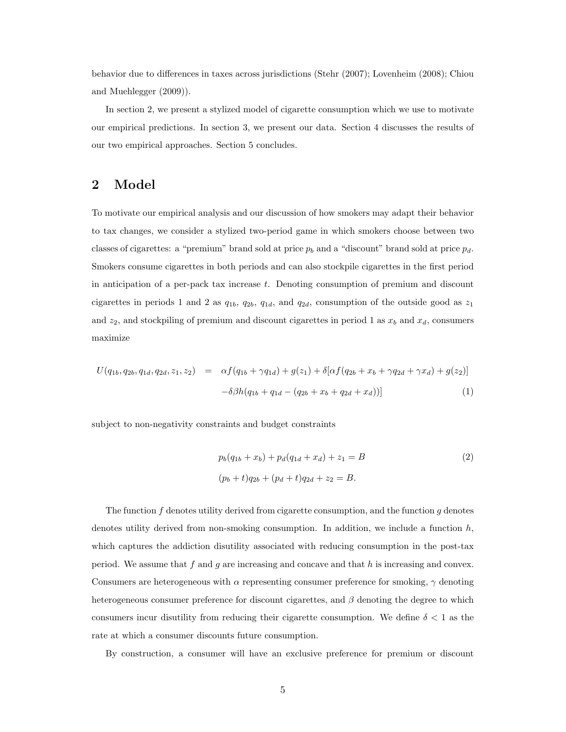behavior due to differences in taxes across jurisdictions (Stehr (2007); Lovenheim (2008); Chiou and Muehlegger (2009)).

In section 2, we present a stylized model of cigarette consumption which we use to motivate our empirical predictions. In section 3, we present our data. Section 4 discusses the results of our two empirical approaches. Section 5 concludes.

## 2 Model

To motivate our empirical analysis and our discussion of how smokers may adapt their behavior to tax changes, we consider a stylized two-period game in which smokers choose between two classes of cigarettes: a "premium" brand sold at price $p_b$ and a "discount" brand sold at price $p_d$. Smokers consume cigarettes in both periods and can also stockpile cigarettes in the first period in anticipation of a per-pack tax increase $t$. Denoting consumption of premium and discount cigarettes in periods 1 and 2 as $q_{1b}$, $q_{2b}$, $q_{1d}$, and $q_{2d}$, consumption of the outside good as $z_1$ and $z_2$, and stockpiling of premium and discount cigarettes in period 1 as $x_b$ and $x_d$, consumers maximize

$$
\begin{aligned}
U(q_{1b}, q_{2b}, q_{1d}, q_{2d}, z_1, z_2) \quad &= \quad \alpha f(q_{1b} + \gamma q_{1d}) + g(z_1) + \delta[\alpha f(q_{2b} + x_b + \gamma q_{2d} + \gamma x_d) + g(z_2)] \\
&\quad - \delta\beta h(q_{1b} + q_{1d} - (q_{2b} + x_b + q_{2d} + x_d))] \qquad (1)
\end{aligned}
$$

subject to non-negativity constraints and budget constraints

$$
\begin{aligned}
p_b(q_{1b} + x_b) + p_d(q_{1d} + x_d) + z_1 &= B \qquad (2) \\
(p_b + t)q_{2b} + (p_d + t)q_{2d} + z_2 &= B.
\end{aligned}
$$

The function $f$ denotes utility derived from cigarette consumption, and the function $g$ denotes denotes utility derived from non-smoking consumption. In addition, we include a function $h$, which captures the addiction disutility associated with reducing consumption in the post-tax period. We assume that $f$ and $g$ are increasing and concave and that $h$ is increasing and convex. Consumers are heterogeneous with $\alpha$ representing consumer preference for smoking, $\gamma$ denoting heterogeneous consumer preference for discount cigarettes, and $\beta$ denoting the degree to which consumers incur disutility from reducing their cigarette consumption. We define $\delta < 1$ as the rate at which a consumer discounts future consumption.

By construction, a consumer will have an exclusive preference for premium or discount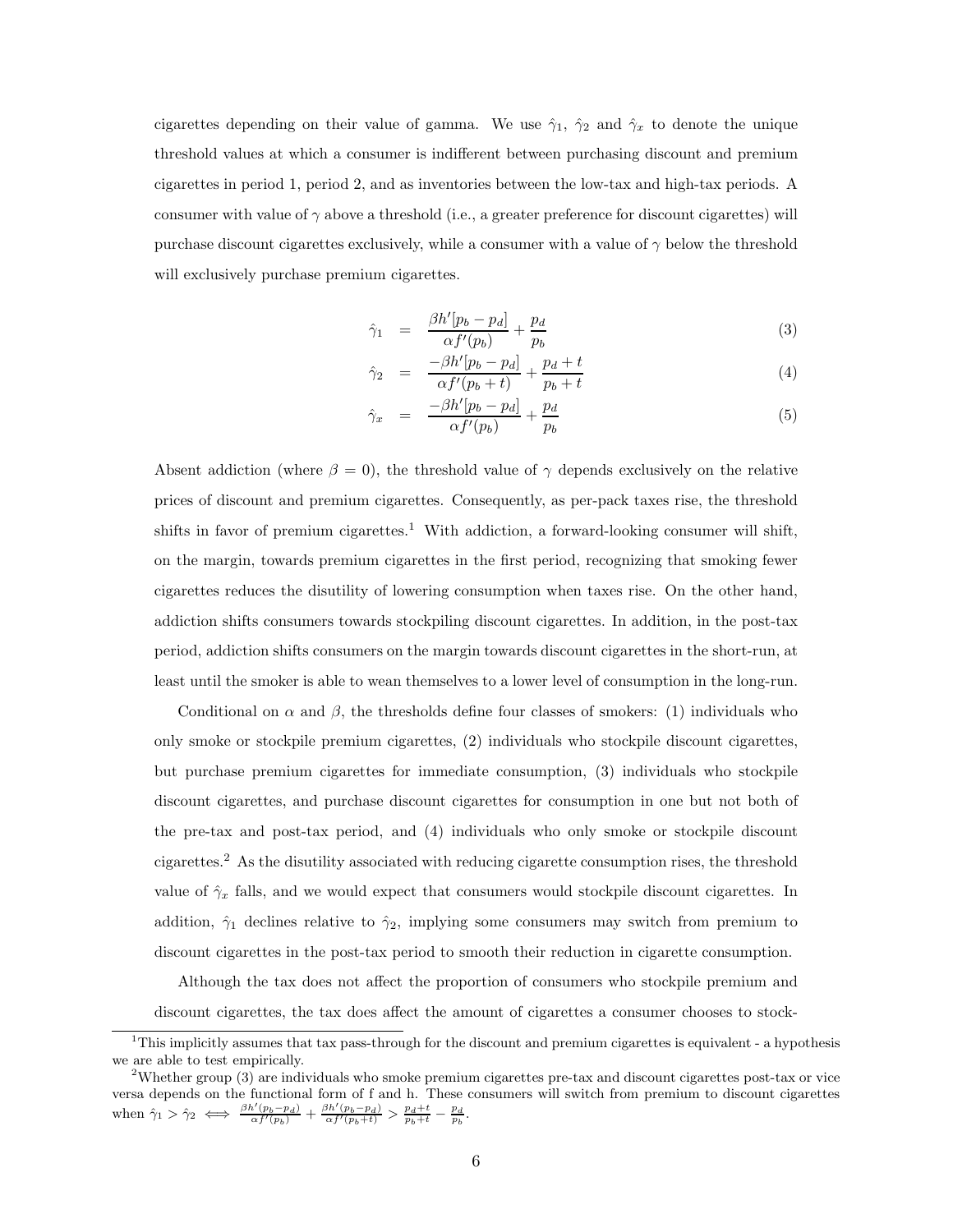cigarettes depending on their value of gamma. We use $\hat{\gamma}_1$, $\hat{\gamma}_2$ and $\hat{\gamma}_x$ to denote the unique threshold values at which a consumer is indifferent between purchasing discount and premium cigarettes in period 1, period 2, and as inventories between the low-tax and high-tax periods. A consumer with value of $\gamma$ above a threshold (i.e., a greater preference for discount cigarettes) will purchase discount cigarettes exclusively, while a consumer with a value of $\gamma$ below the threshold will exclusively purchase premium cigarettes.

$$\hat{\gamma}_1 = \frac{\beta h'[p_b - p_d]}{\alpha f'(p_b)} + \frac{p_d}{p_b} \tag{3}$$

$$\hat{\gamma}_2 = \frac{-\beta h'[p_b - p_d]}{\alpha f'(p_b + t)} + \frac{p_d + t}{p_b + t} \tag{4}$$

$$\hat{\gamma}_x = \frac{-\beta h'[p_b - p_d]}{\alpha f'(p_b)} + \frac{p_d}{p_b} \tag{5}$$

Absent addiction (where $\beta = 0$), the threshold value of $\gamma$ depends exclusively on the relative prices of discount and premium cigarettes. Consequently, as per-pack taxes rise, the threshold shifts in favor of premium cigarettes.[1] With addiction, a forward-looking consumer will shift, on the margin, towards premium cigarettes in the first period, recognizing that smoking fewer cigarettes reduces the disutility of lowering consumption when taxes rise. On the other hand, addiction shifts consumers towards stockpiling discount cigarettes. In addition, in the post-tax period, addiction shifts consumers on the margin towards discount cigarettes in the short-run, at least until the smoker is able to wean themselves to a lower level of consumption in the long-run.

Conditional on $\alpha$ and $\beta$, the thresholds define four classes of smokers: (1) individuals who only smoke or stockpile premium cigarettes, (2) individuals who stockpile discount cigarettes, but purchase premium cigarettes for immediate consumption, (3) individuals who stockpile discount cigarettes, and purchase discount cigarettes for consumption in one but not both of the pre-tax and post-tax period, and (4) individuals who only smoke or stockpile discount cigarettes.[2] As the disutility associated with reducing cigarette consumption rises, the threshold value of $\hat{\gamma}_x$ falls, and we would expect that consumers would stockpile discount cigarettes. In addition, $\hat{\gamma}_1$ declines relative to $\hat{\gamma}_2$, implying some consumers may switch from premium to discount cigarettes in the post-tax period to smooth their reduction in cigarette consumption.

Although the tax does not affect the proportion of consumers who stockpile premium and discount cigarettes, the tax does affect the amount of cigarettes a consumer chooses to stock-

---

[1] This implicitly assumes that tax pass-through for the discount and premium cigarettes is equivalent - a hypothesis we are able to test empirically.

[2] Whether group (3) are individuals who smoke premium cigarettes pre-tax and discount cigarettes post-tax or vice versa depends on the functional form of f and h. These consumers will switch from premium to discount cigarettes when $\hat{\gamma}_1 > \hat{\gamma}_2 \iff \frac{\beta h'(p_b - p_d)}{\alpha f'(p_b)} + \frac{\beta h'(p_b - p_d)}{\alpha f'(p_b + t)} > \frac{p_d + t}{p_b + t} - \frac{p_d}{p_b}$.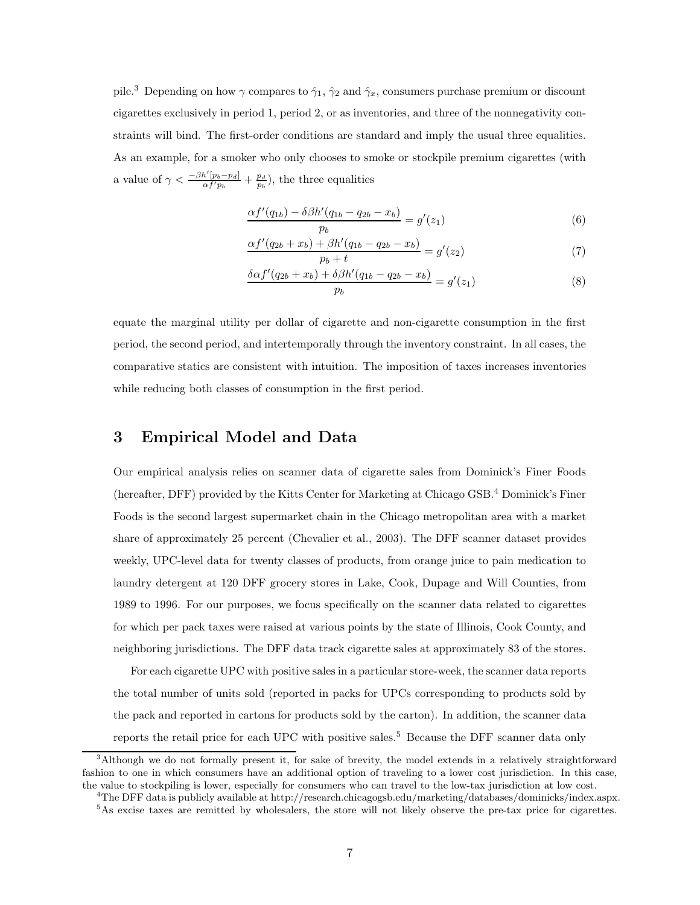pile.[3] Depending on how $\gamma$ compares to $\hat{\gamma}_1$, $\hat{\gamma}_2$ and $\hat{\gamma}_x$, consumers purchase premium or discount cigarettes exclusively in period 1, period 2, or as inventories, and three of the nonnegativity constraints will bind. The first-order conditions are standard and imply the usual three equalities. As an example, for a smoker who only chooses to smoke or stockpile premium cigarettes (with a value of $\gamma < \frac{-\beta h'[p_b - p_d]}{\alpha f' p_b} + \frac{p_d}{p_b}$), the three equalities

$$\frac{\alpha f'(q_{1b}) - \delta\beta h'(q_{1b} - q_{2b} - x_b)}{p_b} = g'(z_1) \tag{6}$$

$$\frac{\alpha f'(q_{2b} + x_b) + \beta h'(q_{1b} - q_{2b} - x_b)}{p_b + t} = g'(z_2) \tag{7}$$

$$\frac{\delta\alpha f'(q_{2b} + x_b) + \delta\beta h'(q_{1b} - q_{2b} - x_b)}{p_b} = g'(z_1) \tag{8}$$

equate the marginal utility per dollar of cigarette and non-cigarette consumption in the first period, the second period, and intertemporally through the inventory constraint. In all cases, the comparative statics are consistent with intuition. The imposition of taxes increases inventories while reducing both classes of consumption in the first period.

## 3 Empirical Model and Data

Our empirical analysis relies on scanner data of cigarette sales from Dominick's Finer Foods (hereafter, DFF) provided by the Kitts Center for Marketing at Chicago GSB.[4] Dominick's Finer Foods is the second largest supermarket chain in the Chicago metropolitan area with a market share of approximately 25 percent (Chevalier et al., 2003). The DFF scanner dataset provides weekly, UPC-level data for twenty classes of products, from orange juice to pain medication to laundry detergent at 120 DFF grocery stores in Lake, Cook, Dupage and Will Counties, from 1989 to 1996. For our purposes, we focus specifically on the scanner data related to cigarettes for which per pack taxes were raised at various points by the state of Illinois, Cook County, and neighboring jurisdictions. The DFF data track cigarette sales at approximately 83 of the stores.

For each cigarette UPC with positive sales in a particular store-week, the scanner data reports the total number of units sold (reported in packs for UPCs corresponding to products sold by the pack and reported in cartons for products sold by the carton). In addition, the scanner data reports the retail price for each UPC with positive sales.[5] Because the DFF scanner data only

[3] Although we do not formally present it, for sake of brevity, the model extends in a relatively straightforward fashion to one in which consumers have an additional option of traveling to a lower cost jurisdiction. In this case, the value to stockpiling is lower, especially for consumers who can travel to the low-tax jurisdiction at low cost.

[4] The DFF data is publicly available at http://research.chicagogsb.edu/marketing/databases/dominicks/index.aspx.

[5] As excise taxes are remitted by wholesalers, the store will not likely observe the pre-tax price for cigarettes.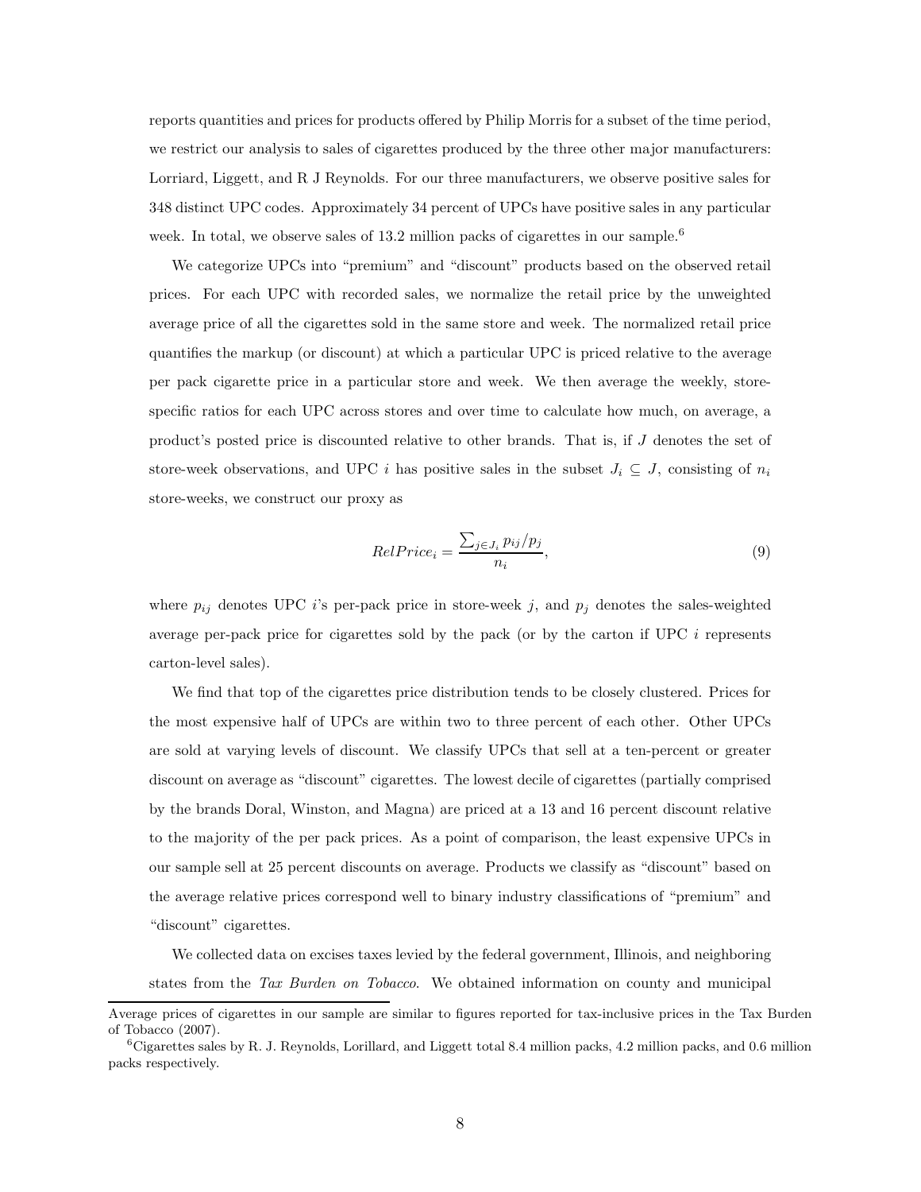reports quantities and prices for products offered by Philip Morris for a subset of the time period, we restrict our analysis to sales of cigarettes produced by the three other major manufacturers: Lorriard, Liggett, and R J Reynolds. For our three manufacturers, we observe positive sales for 348 distinct UPC codes. Approximately 34 percent of UPCs have positive sales in any particular week. In total, we observe sales of 13.2 million packs of cigarettes in our sample.[6]

We categorize UPCs into "premium" and "discount" products based on the observed retail prices. For each UPC with recorded sales, we normalize the retail price by the unweighted average price of all the cigarettes sold in the same store and week. The normalized retail price quantifies the markup (or discount) at which a particular UPC is priced relative to the average per pack cigarette price in a particular store and week. We then average the weekly, store-specific ratios for each UPC across stores and over time to calculate how much, on average, a product's posted price is discounted relative to other brands. That is, if $J$ denotes the set of store-week observations, and UPC $i$ has positive sales in the subset $J_i \subseteq J$, consisting of $n_i$ store-weeks, we construct our proxy as

$$RelPrice_i = \frac{\sum_{j \in J_i} p_{ij}/p_j}{n_i}, \tag{9}$$

where $p_{ij}$ denotes UPC $i$'s per-pack price in store-week $j$, and $p_j$ denotes the sales-weighted average per-pack price for cigarettes sold by the pack (or by the carton if UPC $i$ represents carton-level sales).

We find that top of the cigarettes price distribution tends to be closely clustered. Prices for the most expensive half of UPCs are within two to three percent of each other. Other UPCs are sold at varying levels of discount. We classify UPCs that sell at a ten-percent or greater discount on average as "discount" cigarettes. The lowest decile of cigarettes (partially comprised by the brands Doral, Winston, and Magna) are priced at a 13 and 16 percent discount relative to the majority of the per pack prices. As a point of comparison, the least expensive UPCs in our sample sell at 25 percent discounts on average. Products we classify as "discount" based on the average relative prices correspond well to binary industry classifications of "premium" and "discount" cigarettes.

We collected data on excises taxes levied by the federal government, Illinois, and neighboring states from the *Tax Burden on Tobacco*. We obtained information on county and municipal

---

Average prices of cigarettes in our sample are similar to figures reported for tax-inclusive prices in the Tax Burden of Tobacco (2007).

[6]Cigarettes sales by R. J. Reynolds, Lorillard, and Liggett total 8.4 million packs, 4.2 million packs, and 0.6 million packs respectively.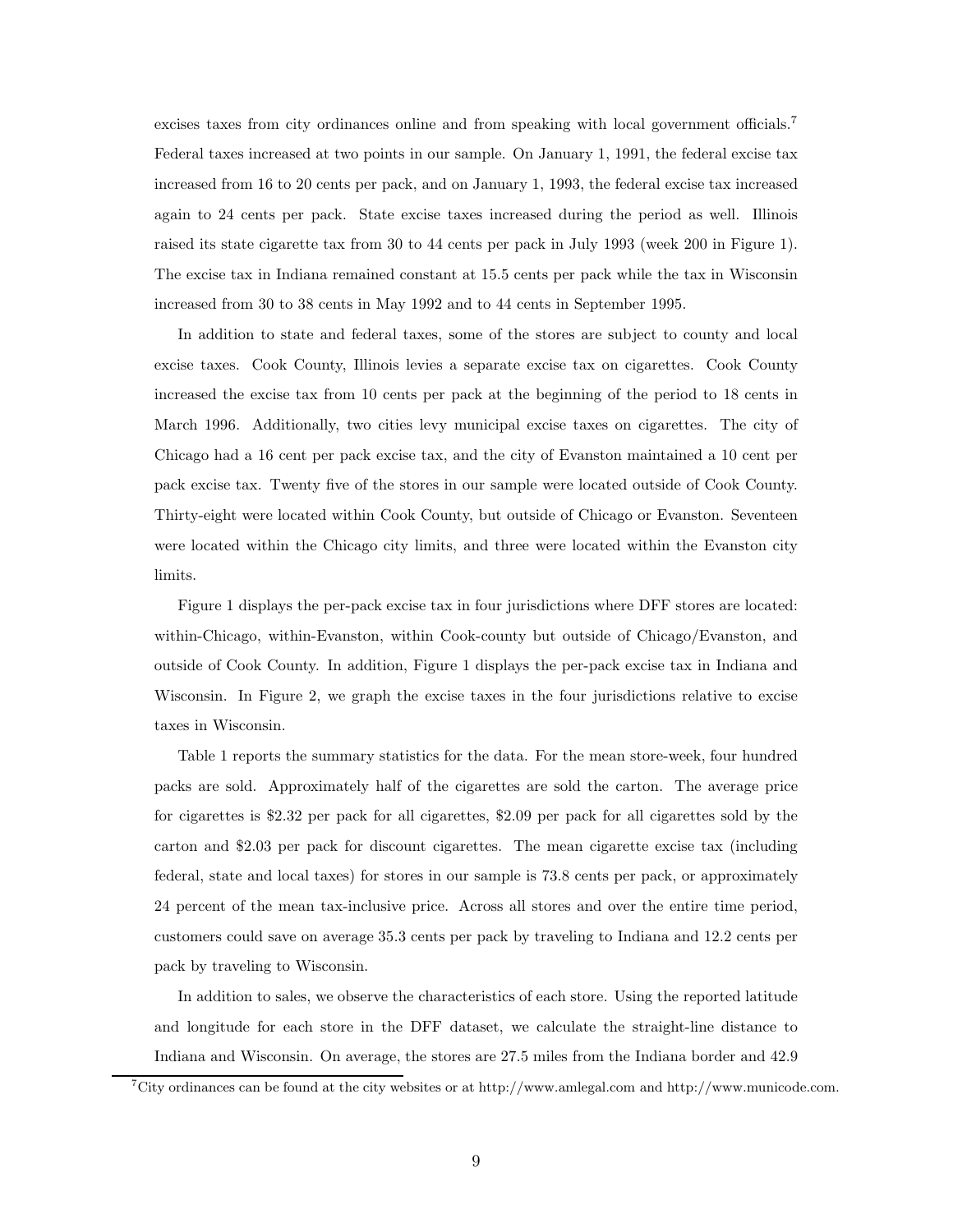excises taxes from city ordinances online and from speaking with local government officials.[7] Federal taxes increased at two points in our sample. On January 1, 1991, the federal excise tax increased from 16 to 20 cents per pack, and on January 1, 1993, the federal excise tax increased again to 24 cents per pack. State excise taxes increased during the period as well. Illinois raised its state cigarette tax from 30 to 44 cents per pack in July 1993 (week 200 in Figure 1). The excise tax in Indiana remained constant at 15.5 cents per pack while the tax in Wisconsin increased from 30 to 38 cents in May 1992 and to 44 cents in September 1995.

In addition to state and federal taxes, some of the stores are subject to county and local excise taxes. Cook County, Illinois levies a separate excise tax on cigarettes. Cook County increased the excise tax from 10 cents per pack at the beginning of the period to 18 cents in March 1996. Additionally, two cities levy municipal excise taxes on cigarettes. The city of Chicago had a 16 cent per pack excise tax, and the city of Evanston maintained a 10 cent per pack excise tax. Twenty five of the stores in our sample were located outside of Cook County. Thirty-eight were located within Cook County, but outside of Chicago or Evanston. Seventeen were located within the Chicago city limits, and three were located within the Evanston city limits.

Figure 1 displays the per-pack excise tax in four jurisdictions where DFF stores are located: within-Chicago, within-Evanston, within Cook-county but outside of Chicago/Evanston, and outside of Cook County. In addition, Figure 1 displays the per-pack excise tax in Indiana and Wisconsin. In Figure 2, we graph the excise taxes in the four jurisdictions relative to excise taxes in Wisconsin.

Table 1 reports the summary statistics for the data. For the mean store-week, four hundred packs are sold. Approximately half of the cigarettes are sold the carton. The average price for cigarettes is $2.32 per pack for all cigarettes, $2.09 per pack for all cigarettes sold by the carton and $2.03 per pack for discount cigarettes. The mean cigarette excise tax (including federal, state and local taxes) for stores in our sample is 73.8 cents per pack, or approximately 24 percent of the mean tax-inclusive price. Across all stores and over the entire time period, customers could save on average 35.3 cents per pack by traveling to Indiana and 12.2 cents per pack by traveling to Wisconsin.

In addition to sales, we observe the characteristics of each store. Using the reported latitude and longitude for each store in the DFF dataset, we calculate the straight-line distance to Indiana and Wisconsin. On average, the stores are 27.5 miles from the Indiana border and 42.9

[7] City ordinances can be found at the city websites or at http://www.amlegal.com and http://www.municode.com.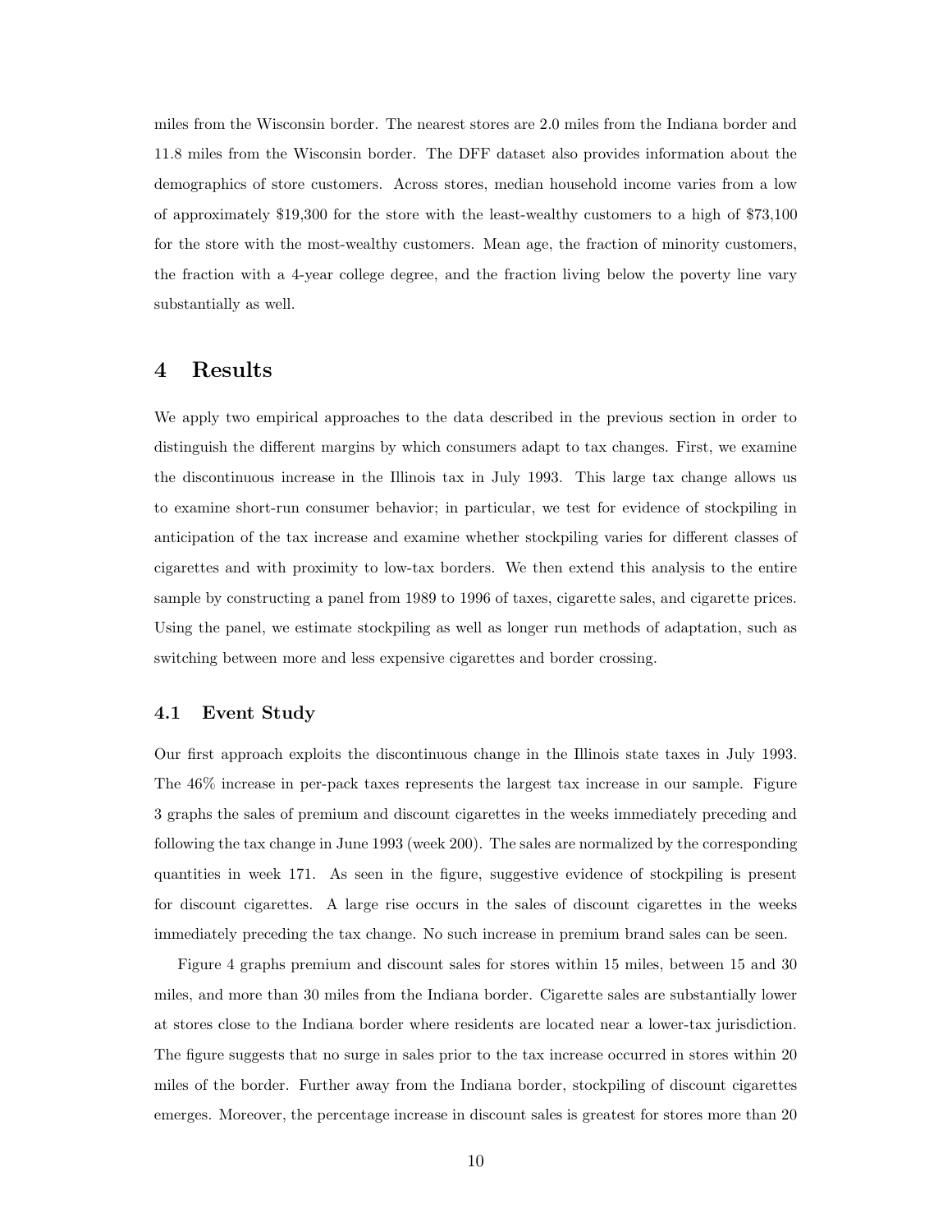miles from the Wisconsin border. The nearest stores are 2.0 miles from the Indiana border and 11.8 miles from the Wisconsin border. The DFF dataset also provides information about the demographics of store customers. Across stores, median household income varies from a low of approximately $19,300 for the store with the least-wealthy customers to a high of $73,100 for the store with the most-wealthy customers. Mean age, the fraction of minority customers, the fraction with a 4-year college degree, and the fraction living below the poverty line vary substantially as well.

# 4 Results

We apply two empirical approaches to the data described in the previous section in order to distinguish the different margins by which consumers adapt to tax changes. First, we examine the discontinuous increase in the Illinois tax in July 1993. This large tax change allows us to examine short-run consumer behavior; in particular, we test for evidence of stockpiling in anticipation of the tax increase and examine whether stockpiling varies for different classes of cigarettes and with proximity to low-tax borders. We then extend this analysis to the entire sample by constructing a panel from 1989 to 1996 of taxes, cigarette sales, and cigarette prices. Using the panel, we estimate stockpiling as well as longer run methods of adaptation, such as switching between more and less expensive cigarettes and border crossing.

## 4.1 Event Study

Our first approach exploits the discontinuous change in the Illinois state taxes in July 1993. The 46% increase in per-pack taxes represents the largest tax increase in our sample. Figure 3 graphs the sales of premium and discount cigarettes in the weeks immediately preceding and following the tax change in June 1993 (week 200). The sales are normalized by the corresponding quantities in week 171. As seen in the figure, suggestive evidence of stockpiling is present for discount cigarettes. A large rise occurs in the sales of discount cigarettes in the weeks immediately preceding the tax change. No such increase in premium brand sales can be seen.

Figure 4 graphs premium and discount sales for stores within 15 miles, between 15 and 30 miles, and more than 30 miles from the Indiana border. Cigarette sales are substantially lower at stores close to the Indiana border where residents are located near a lower-tax jurisdiction. The figure suggests that no surge in sales prior to the tax increase occurred in stores within 20 miles of the border. Further away from the Indiana border, stockpiling of discount cigarettes emerges. Moreover, the percentage increase in discount sales is greatest for stores more than 20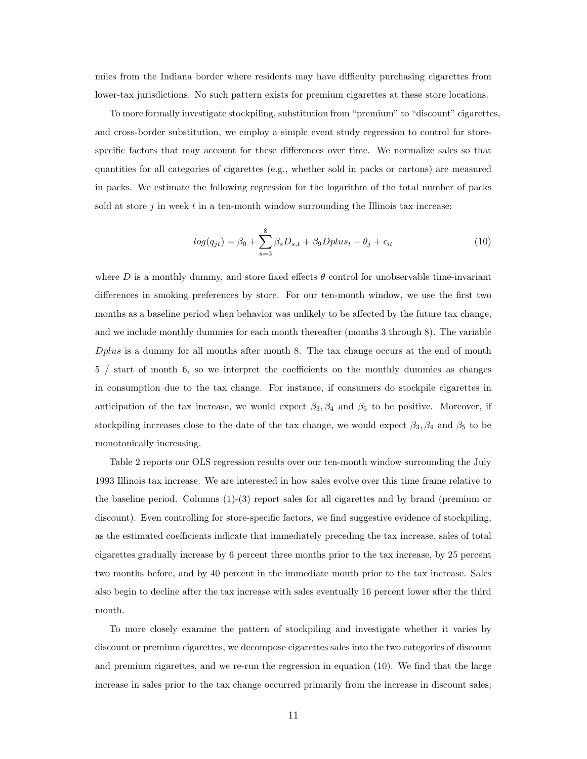miles from the Indiana border where residents may have difficulty purchasing cigarettes from lower-tax jurisdictions. No such pattern exists for premium cigarettes at these store locations.

To more formally investigate stockpiling, substitution from "premium" to "discount" cigarettes, and cross-border substitution, we employ a simple event study regression to control for store-specific factors that may account for these differences over time. We normalize sales so that quantities for all categories of cigarettes (e.g., whether sold in packs or cartons) are measured in packs. We estimate the following regression for the logarithm of the total number of packs sold at store $j$ in week $t$ in a ten-month window surrounding the Illinois tax increase:

$$log(q_{jt}) = \beta_0 + \sum_{s=3}^{8} \beta_s D_{s,t} + \beta_9 Dplus_t + \theta_j + \epsilon_{it} \tag{10}$$

where $D$ is a monthly dummy, and store fixed effects $\theta$ control for unobservable time-invariant differences in smoking preferences by store. For our ten-month window, we use the first two months as a baseline period when behavior was unlikely to be affected by the future tax change, and we include monthly dummies for each month thereafter (months 3 through 8). The variable $Dplus$ is a dummy for all months after month 8. The tax change occurs at the end of month 5 / start of month 6, so we interpret the coefficients on the monthly dummies as changes in consumption due to the tax change. For instance, if consumers do stockpile cigarettes in anticipation of the tax increase, we would expect $\beta_3, \beta_4$ and $\beta_5$ to be positive. Moreover, if stockpiling increases close to the date of the tax change, we would expect $\beta_3, \beta_4$ and $\beta_5$ to be monotonically increasing.

Table 2 reports our OLS regression results over our ten-month window surrounding the July 1993 Illinois tax increase. We are interested in how sales evolve over this time frame relative to the baseline period. Columns (1)-(3) report sales for all cigarettes and by brand (premium or discount). Even controlling for store-specific factors, we find suggestive evidence of stockpiling, as the estimated coefficients indicate that immediately preceding the tax increase, sales of total cigarettes gradually increase by 6 percent three months prior to the tax increase, by 25 percent two months before, and by 40 percent in the immediate month prior to the tax increase. Sales also begin to decline after the tax increase with sales eventually 16 percent lower after the third month.

To more closely examine the pattern of stockpiling and investigate whether it varies by discount or premium cigarettes, we decompose cigarettes sales into the two categories of discount and premium cigarettes, and we re-run the regression in equation (10). We find that the large increase in sales prior to the tax change occurred primarily from the increase in discount sales;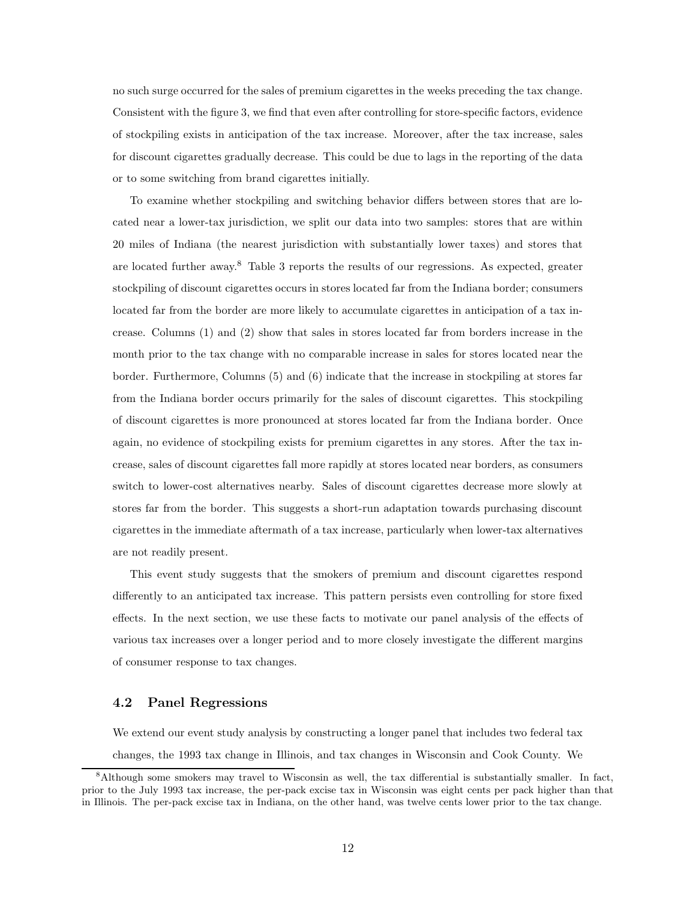no such surge occurred for the sales of premium cigarettes in the weeks preceding the tax change. Consistent with the figure 3, we find that even after controlling for store-specific factors, evidence of stockpiling exists in anticipation of the tax increase. Moreover, after the tax increase, sales for discount cigarettes gradually decrease. This could be due to lags in the reporting of the data or to some switching from brand cigarettes initially.

To examine whether stockpiling and switching behavior differs between stores that are located near a lower-tax jurisdiction, we split our data into two samples: stores that are within 20 miles of Indiana (the nearest jurisdiction with substantially lower taxes) and stores that are located further away.[8] Table 3 reports the results of our regressions. As expected, greater stockpiling of discount cigarettes occurs in stores located far from the Indiana border; consumers located far from the border are more likely to accumulate cigarettes in anticipation of a tax increase. Columns (1) and (2) show that sales in stores located far from borders increase in the month prior to the tax change with no comparable increase in sales for stores located near the border. Furthermore, Columns (5) and (6) indicate that the increase in stockpiling at stores far from the Indiana border occurs primarily for the sales of discount cigarettes. This stockpiling of discount cigarettes is more pronounced at stores located far from the Indiana border. Once again, no evidence of stockpiling exists for premium cigarettes in any stores. After the tax increase, sales of discount cigarettes fall more rapidly at stores located near borders, as consumers switch to lower-cost alternatives nearby. Sales of discount cigarettes decrease more slowly at stores far from the border. This suggests a short-run adaptation towards purchasing discount cigarettes in the immediate aftermath of a tax increase, particularly when lower-tax alternatives are not readily present.

This event study suggests that the smokers of premium and discount cigarettes respond differently to an anticipated tax increase. This pattern persists even controlling for store fixed effects. In the next section, we use these facts to motivate our panel analysis of the effects of various tax increases over a longer period and to more closely investigate the different margins of consumer response to tax changes.

### 4.2 Panel Regressions

We extend our event study analysis by constructing a longer panel that includes two federal tax changes, the 1993 tax change in Illinois, and tax changes in Wisconsin and Cook County. We

[8] Although some smokers may travel to Wisconsin as well, the tax differential is substantially smaller. In fact, prior to the July 1993 tax increase, the per-pack excise tax in Wisconsin was eight cents per pack higher than that in Illinois. The per-pack excise tax in Indiana, on the other hand, was twelve cents lower prior to the tax change.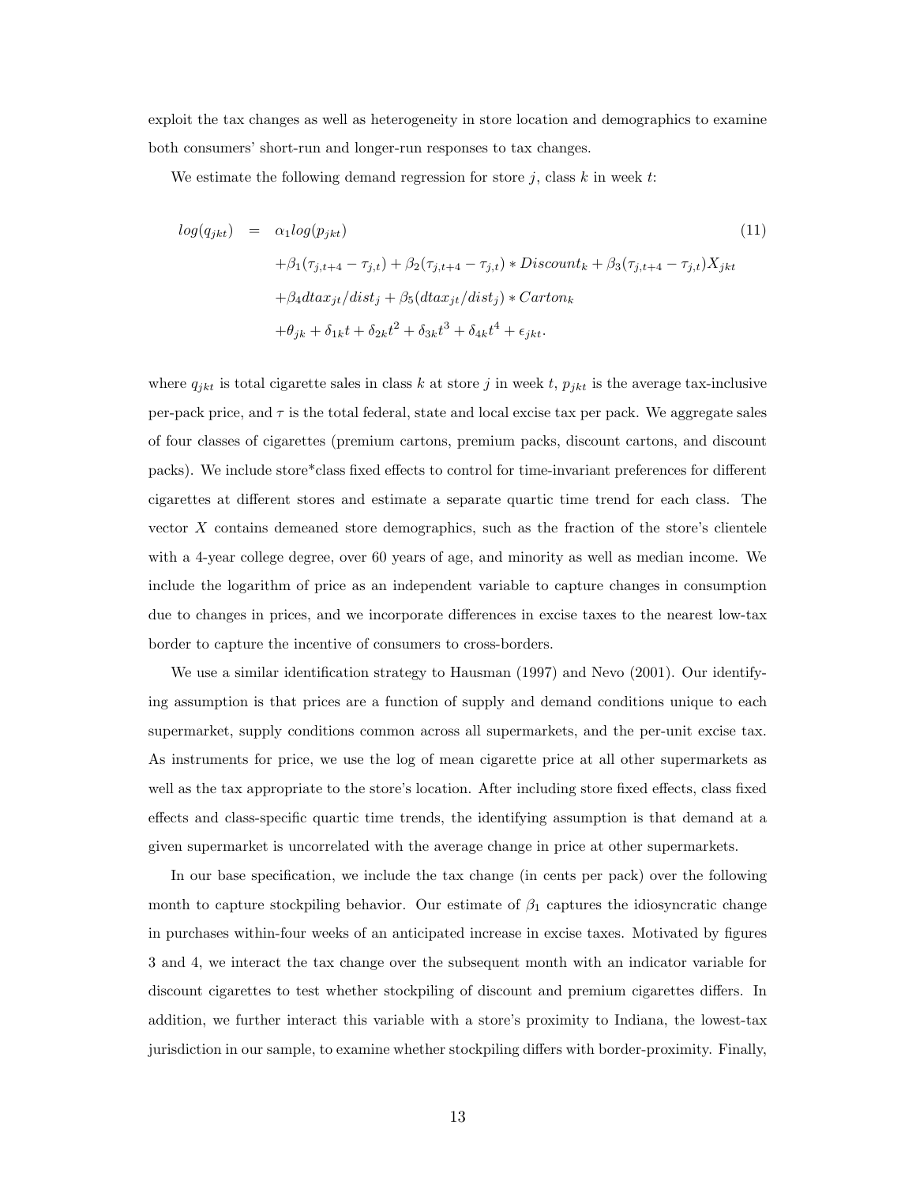exploit the tax changes as well as heterogeneity in store location and demographics to examine both consumers' short-run and longer-run responses to tax changes.

We estimate the following demand regression for store $j$, class $k$ in week $t$:

$$
\begin{aligned}
log(q_{jkt}) \quad = \quad & \alpha_1 log(p_{jkt}) && (11) \\
& + \beta_1(\tau_{j,t+4} - \tau_{j,t}) + \beta_2(\tau_{j,t+4} - \tau_{j,t}) * Discount_k + \beta_3(\tau_{j,t+4} - \tau_{j,t}) X_{jkt} \\
& + \beta_4 dtax_{jt}/dist_j + \beta_5(dtax_{jt}/dist_j) * Carton_k \\
& + \theta_{jk} + \delta_{1k}t + \delta_{2k}t^2 + \delta_{3k}t^3 + \delta_{4k}t^4 + \epsilon_{jkt}.
\end{aligned}
$$

where $q_{jkt}$ is total cigarette sales in class $k$ at store $j$ in week $t$, $p_{jkt}$ is the average tax-inclusive per-pack price, and $\tau$ is the total federal, state and local excise tax per pack. We aggregate sales of four classes of cigarettes (premium cartons, premium packs, discount cartons, and discount packs). We include store*class fixed effects to control for time-invariant preferences for different cigarettes at different stores and estimate a separate quartic time trend for each class. The vector $X$ contains demeaned store demographics, such as the fraction of the store's clientele with a 4-year college degree, over 60 years of age, and minority as well as median income. We include the logarithm of price as an independent variable to capture changes in consumption due to changes in prices, and we incorporate differences in excise taxes to the nearest low-tax border to capture the incentive of consumers to cross-borders.

We use a similar identification strategy to Hausman (1997) and Nevo (2001). Our identifying assumption is that prices are a function of supply and demand conditions unique to each supermarket, supply conditions common across all supermarkets, and the per-unit excise tax. As instruments for price, we use the log of mean cigarette price at all other supermarkets as well as the tax appropriate to the store's location. After including store fixed effects, class fixed effects and class-specific quartic time trends, the identifying assumption is that demand at a given supermarket is uncorrelated with the average change in price at other supermarkets.

In our base specification, we include the tax change (in cents per pack) over the following month to capture stockpiling behavior. Our estimate of $\beta_1$ captures the idiosyncratic change in purchases within-four weeks of an anticipated increase in excise taxes. Motivated by figures 3 and 4, we interact the tax change over the subsequent month with an indicator variable for discount cigarettes to test whether stockpiling of discount and premium cigarettes differs. In addition, we further interact this variable with a store's proximity to Indiana, the lowest-tax jurisdiction in our sample, to examine whether stockpiling differs with border-proximity. Finally,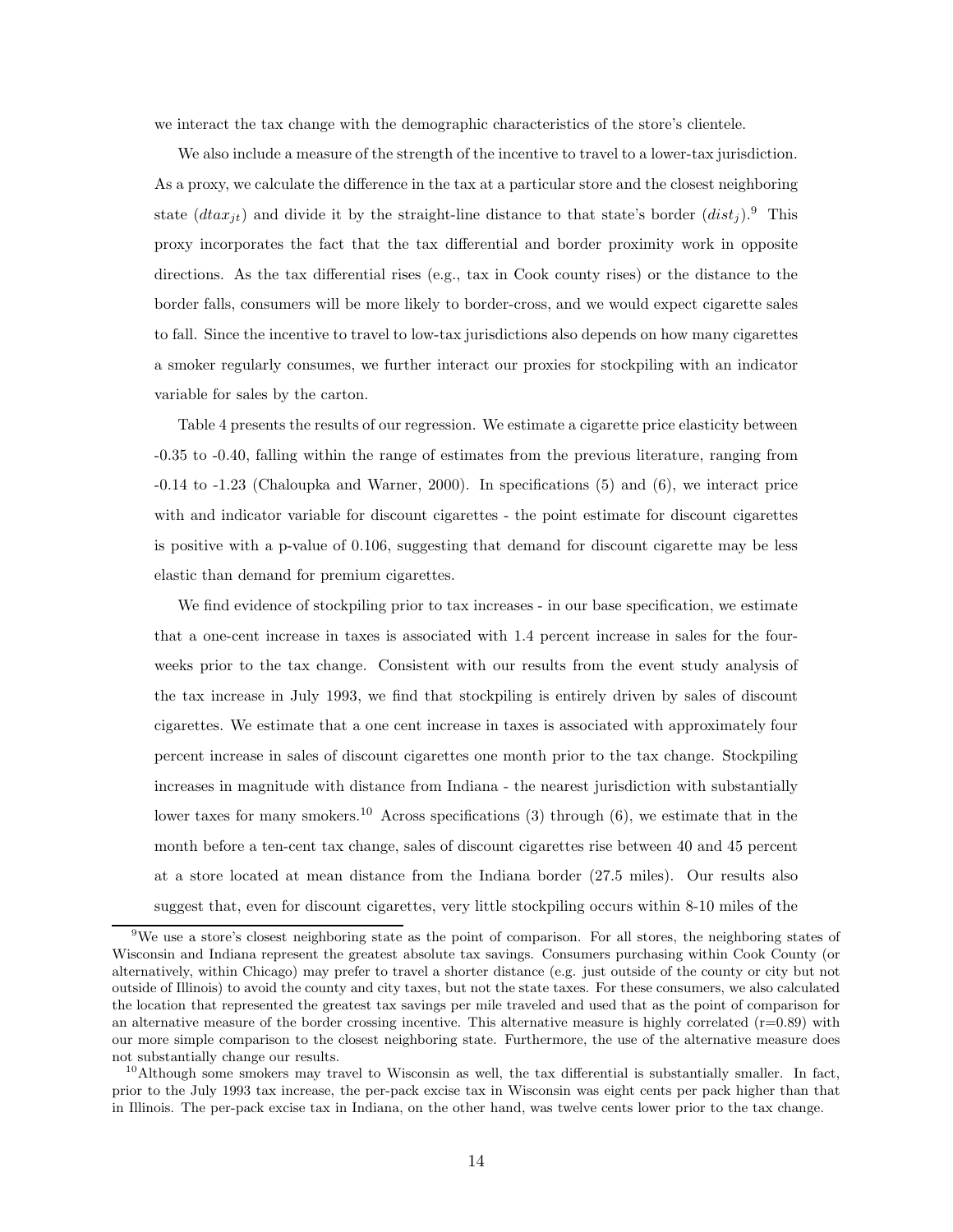we interact the tax change with the demographic characteristics of the store's clientele.

We also include a measure of the strength of the incentive to travel to a lower-tax jurisdiction. As a proxy, we calculate the difference in the tax at a particular store and the closest neighboring state ($dtax_{jt}$) and divide it by the straight-line distance to that state's border ($dist_j$).[9] This proxy incorporates the fact that the tax differential and border proximity work in opposite directions. As the tax differential rises (e.g., tax in Cook county rises) or the distance to the border falls, consumers will be more likely to border-cross, and we would expect cigarette sales to fall. Since the incentive to travel to low-tax jurisdictions also depends on how many cigarettes a smoker regularly consumes, we further interact our proxies for stockpiling with an indicator variable for sales by the carton.

Table 4 presents the results of our regression. We estimate a cigarette price elasticity between -0.35 to -0.40, falling within the range of estimates from the previous literature, ranging from -0.14 to -1.23 (Chaloupka and Warner, 2000). In specifications (5) and (6), we interact price with and indicator variable for discount cigarettes - the point estimate for discount cigarettes is positive with a p-value of 0.106, suggesting that demand for discount cigarette may be less elastic than demand for premium cigarettes.

We find evidence of stockpiling prior to tax increases - in our base specification, we estimate that a one-cent increase in taxes is associated with 1.4 percent increase in sales for the four-weeks prior to the tax change. Consistent with our results from the event study analysis of the tax increase in July 1993, we find that stockpiling is entirely driven by sales of discount cigarettes. We estimate that a one cent increase in taxes is associated with approximately four percent increase in sales of discount cigarettes one month prior to the tax change. Stockpiling increases in magnitude with distance from Indiana - the nearest jurisdiction with substantially lower taxes for many smokers.[10] Across specifications (3) through (6), we estimate that in the month before a ten-cent tax change, sales of discount cigarettes rise between 40 and 45 percent at a store located at mean distance from the Indiana border (27.5 miles). Our results also suggest that, even for discount cigarettes, very little stockpiling occurs within 8-10 miles of the

---

[9] We use a store's closest neighboring state as the point of comparison. For all stores, the neighboring states of Wisconsin and Indiana represent the greatest absolute tax savings. Consumers purchasing within Cook County (or alternatively, within Chicago) may prefer to travel a shorter distance (e.g. just outside of the county or city but not outside of Illinois) to avoid the county and city taxes, but not the state taxes. For these consumers, we also calculated the location that represented the greatest tax savings per mile traveled and used that as the point of comparison for an alternative measure of the border crossing incentive. This alternative measure is highly correlated (r=0.89) with our more simple comparison to the closest neighboring state. Furthermore, the use of the alternative measure does not substantially change our results.

[10] Although some smokers may travel to Wisconsin as well, the tax differential is substantially smaller. In fact, prior to the July 1993 tax increase, the per-pack excise tax in Wisconsin was eight cents per pack higher than that in Illinois. The per-pack excise tax in Indiana, on the other hand, was twelve cents lower prior to the tax change.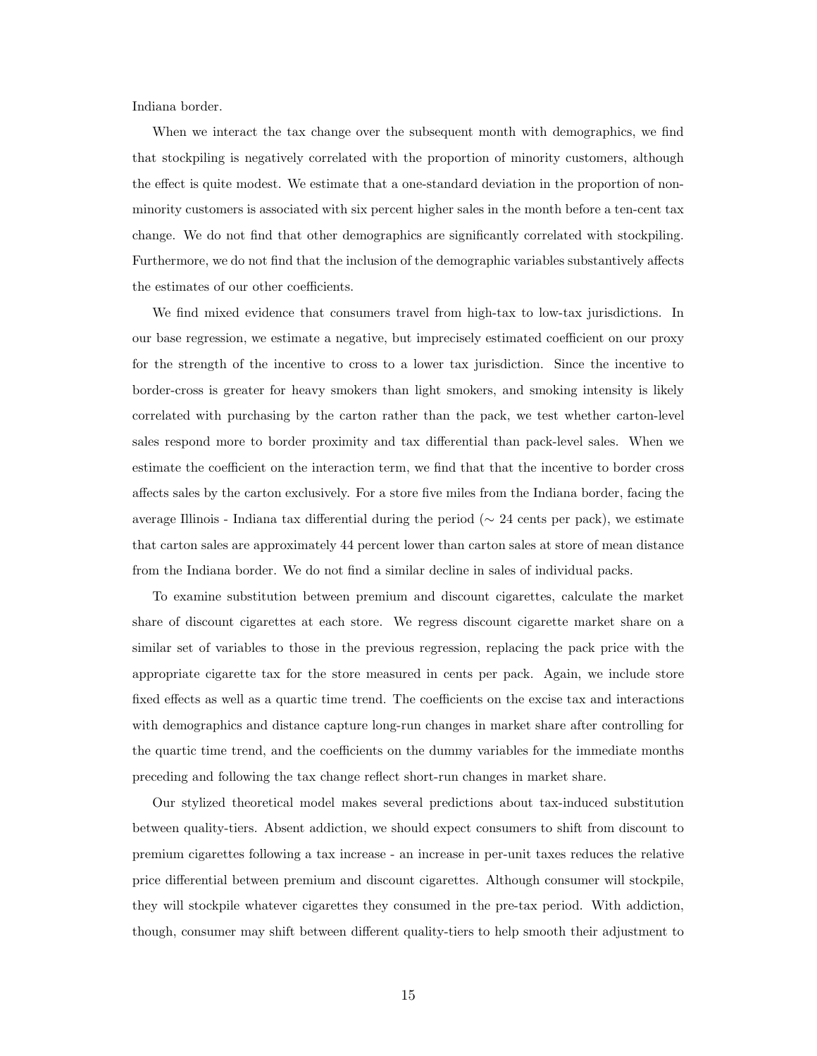Indiana border.

When we interact the tax change over the subsequent month with demographics, we find that stockpiling is negatively correlated with the proportion of minority customers, although the effect is quite modest. We estimate that a one-standard deviation in the proportion of non-minority customers is associated with six percent higher sales in the month before a ten-cent tax change. We do not find that other demographics are significantly correlated with stockpiling. Furthermore, we do not find that the inclusion of the demographic variables substantively affects the estimates of our other coefficients.

We find mixed evidence that consumers travel from high-tax to low-tax jurisdictions. In our base regression, we estimate a negative, but imprecisely estimated coefficient on our proxy for the strength of the incentive to cross to a lower tax jurisdiction. Since the incentive to border-cross is greater for heavy smokers than light smokers, and smoking intensity is likely correlated with purchasing by the carton rather than the pack, we test whether carton-level sales respond more to border proximity and tax differential than pack-level sales. When we estimate the coefficient on the interaction term, we find that that the incentive to border cross affects sales by the carton exclusively. For a store five miles from the Indiana border, facing the average Illinois - Indiana tax differential during the period ($\sim$ 24 cents per pack), we estimate that carton sales are approximately 44 percent lower than carton sales at store of mean distance from the Indiana border. We do not find a similar decline in sales of individual packs.

To examine substitution between premium and discount cigarettes, calculate the market share of discount cigarettes at each store. We regress discount cigarette market share on a similar set of variables to those in the previous regression, replacing the pack price with the appropriate cigarette tax for the store measured in cents per pack. Again, we include store fixed effects as well as a quartic time trend. The coefficients on the excise tax and interactions with demographics and distance capture long-run changes in market share after controlling for the quartic time trend, and the coefficients on the dummy variables for the immediate months preceding and following the tax change reflect short-run changes in market share.

Our stylized theoretical model makes several predictions about tax-induced substitution between quality-tiers. Absent addiction, we should expect consumers to shift from discount to premium cigarettes following a tax increase - an increase in per-unit taxes reduces the relative price differential between premium and discount cigarettes. Although consumer will stockpile, they will stockpile whatever cigarettes they consumed in the pre-tax period. With addiction, though, consumer may shift between different quality-tiers to help smooth their adjustment to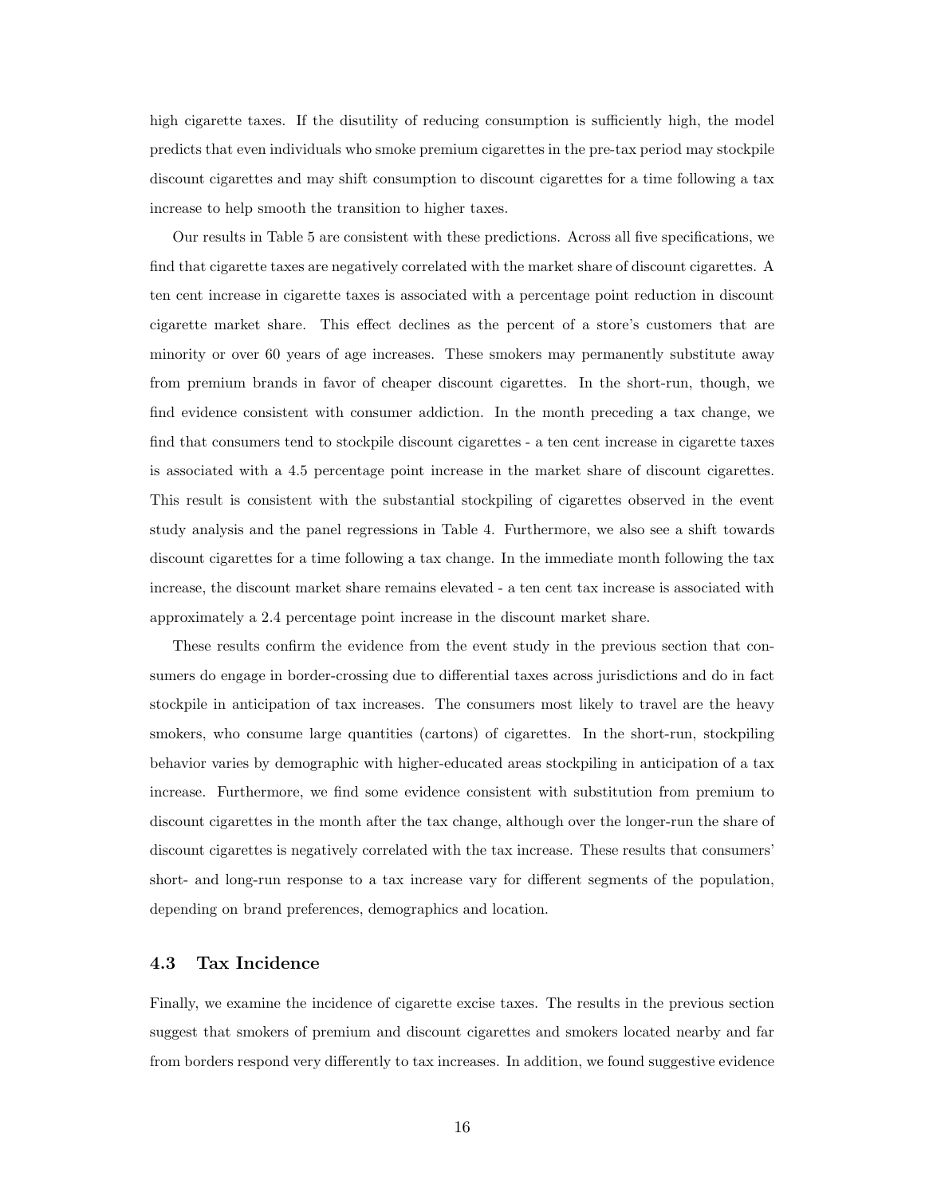high cigarette taxes. If the disutility of reducing consumption is sufficiently high, the model predicts that even individuals who smoke premium cigarettes in the pre-tax period may stockpile discount cigarettes and may shift consumption to discount cigarettes for a time following a tax increase to help smooth the transition to higher taxes.

Our results in Table 5 are consistent with these predictions. Across all five specifications, we find that cigarette taxes are negatively correlated with the market share of discount cigarettes. A ten cent increase in cigarette taxes is associated with a percentage point reduction in discount cigarette market share. This effect declines as the percent of a store's customers that are minority or over 60 years of age increases. These smokers may permanently substitute away from premium brands in favor of cheaper discount cigarettes. In the short-run, though, we find evidence consistent with consumer addiction. In the month preceding a tax change, we find that consumers tend to stockpile discount cigarettes - a ten cent increase in cigarette taxes is associated with a 4.5 percentage point increase in the market share of discount cigarettes. This result is consistent with the substantial stockpiling of cigarettes observed in the event study analysis and the panel regressions in Table 4. Furthermore, we also see a shift towards discount cigarettes for a time following a tax change. In the immediate month following the tax increase, the discount market share remains elevated - a ten cent tax increase is associated with approximately a 2.4 percentage point increase in the discount market share.

These results confirm the evidence from the event study in the previous section that consumers do engage in border-crossing due to differential taxes across jurisdictions and do in fact stockpile in anticipation of tax increases. The consumers most likely to travel are the heavy smokers, who consume large quantities (cartons) of cigarettes. In the short-run, stockpiling behavior varies by demographic with higher-educated areas stockpiling in anticipation of a tax increase. Furthermore, we find some evidence consistent with substitution from premium to discount cigarettes in the month after the tax change, although over the longer-run the share of discount cigarettes is negatively correlated with the tax increase. These results that consumers' short- and long-run response to a tax increase vary for different segments of the population, depending on brand preferences, demographics and location.

### 4.3 Tax Incidence

Finally, we examine the incidence of cigarette excise taxes. The results in the previous section suggest that smokers of premium and discount cigarettes and smokers located nearby and far from borders respond very differently to tax increases. In addition, we found suggestive evidence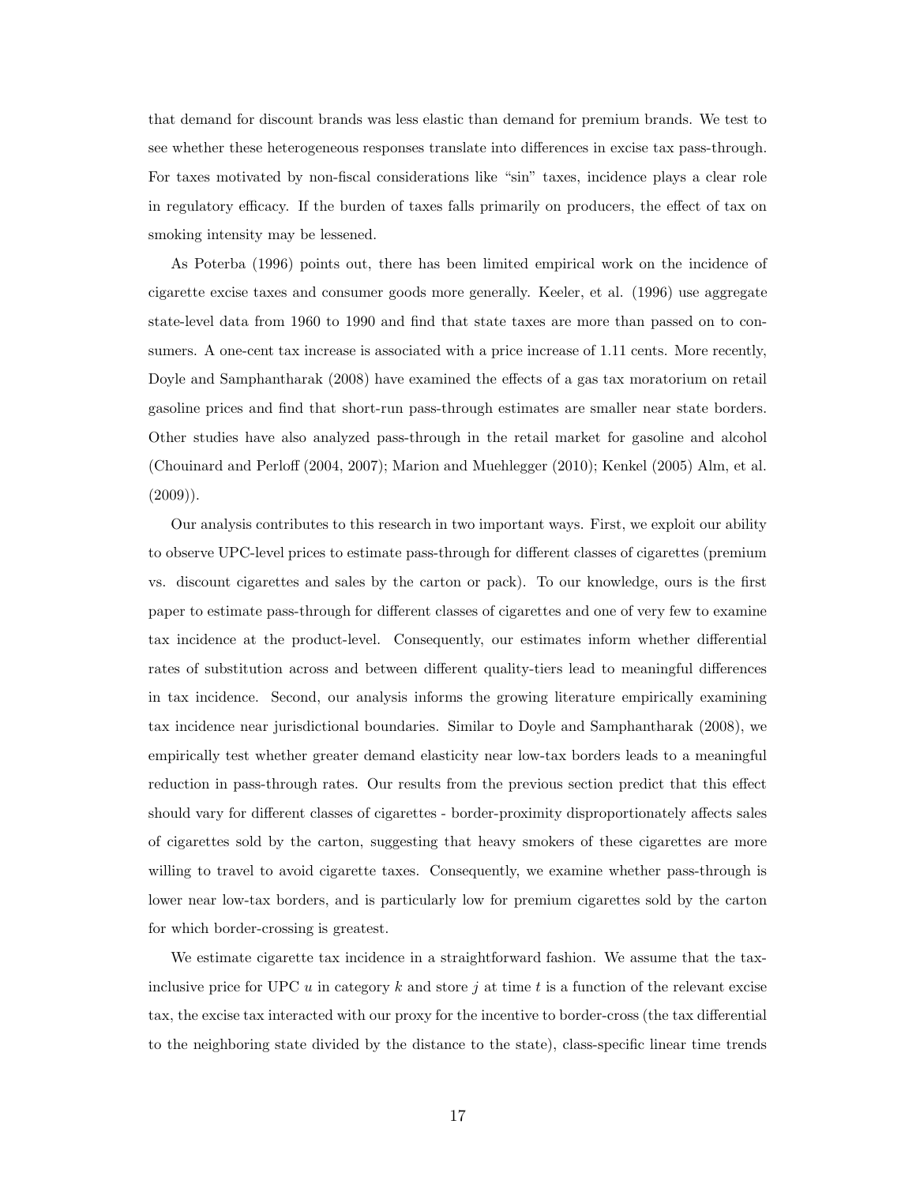that demand for discount brands was less elastic than demand for premium brands. We test to see whether these heterogeneous responses translate into differences in excise tax pass-through. For taxes motivated by non-fiscal considerations like "sin" taxes, incidence plays a clear role in regulatory efficacy. If the burden of taxes falls primarily on producers, the effect of tax on smoking intensity may be lessened.

As Poterba (1996) points out, there has been limited empirical work on the incidence of cigarette excise taxes and consumer goods more generally. Keeler, et al. (1996) use aggregate state-level data from 1960 to 1990 and find that state taxes are more than passed on to consumers. A one-cent tax increase is associated with a price increase of 1.11 cents. More recently, Doyle and Samphantharak (2008) have examined the effects of a gas tax moratorium on retail gasoline prices and find that short-run pass-through estimates are smaller near state borders. Other studies have also analyzed pass-through in the retail market for gasoline and alcohol (Chouinard and Perloff (2004, 2007); Marion and Muehlegger (2010); Kenkel (2005) Alm, et al. (2009)).

Our analysis contributes to this research in two important ways. First, we exploit our ability to observe UPC-level prices to estimate pass-through for different classes of cigarettes (premium vs. discount cigarettes and sales by the carton or pack). To our knowledge, ours is the first paper to estimate pass-through for different classes of cigarettes and one of very few to examine tax incidence at the product-level. Consequently, our estimates inform whether differential rates of substitution across and between different quality-tiers lead to meaningful differences in tax incidence. Second, our analysis informs the growing literature empirically examining tax incidence near jurisdictional boundaries. Similar to Doyle and Samphantharak (2008), we empirically test whether greater demand elasticity near low-tax borders leads to a meaningful reduction in pass-through rates. Our results from the previous section predict that this effect should vary for different classes of cigarettes - border-proximity disproportionately affects sales of cigarettes sold by the carton, suggesting that heavy smokers of these cigarettes are more willing to travel to avoid cigarette taxes. Consequently, we examine whether pass-through is lower near low-tax borders, and is particularly low for premium cigarettes sold by the carton for which border-crossing is greatest.

We estimate cigarette tax incidence in a straightforward fashion. We assume that the tax-inclusive price for UPC $u$ in category $k$ and store $j$ at time $t$ is a function of the relevant excise tax, the excise tax interacted with our proxy for the incentive to border-cross (the tax differential to the neighboring state divided by the distance to the state), class-specific linear time trends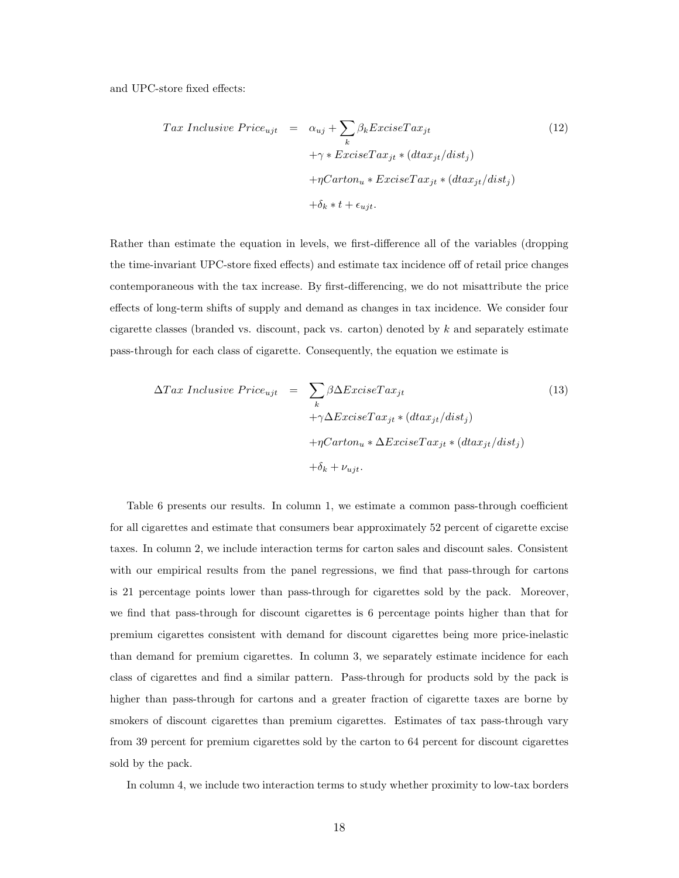and UPC-store fixed effects:

$$
\begin{aligned}
Tax\ Inclusive\ Price_{ujt} \quad = \quad & \alpha_{uj} + \sum_k \beta_k ExciseTax_{jt} \\
& + \gamma * ExciseTax_{jt} * (dtax_{jt}/dist_j) \\
& + \eta Carton_u * ExciseTax_{jt} * (dtax_{jt}/dist_j) \\
& + \delta_k * t + \epsilon_{ujt}.
\end{aligned} \tag{12}
$$

Rather than estimate the equation in levels, we first-difference all of the variables (dropping the time-invariant UPC-store fixed effects) and estimate tax incidence off of retail price changes contemporaneous with the tax increase. By first-differencing, we do not misattribute the price effects of long-term shifts of supply and demand as changes in tax incidence. We consider four cigarette classes (branded vs. discount, pack vs. carton) denoted by $k$ and separately estimate pass-through for each class of cigarette. Consequently, the equation we estimate is

$$
\begin{aligned}
\Delta Tax\ Inclusive\ Price_{ujt} \quad = \quad & \sum_k \beta \Delta ExciseTax_{jt} \\
& + \gamma \Delta ExciseTax_{jt} * (dtax_{jt}/dist_j) \\
& + \eta Carton_u * \Delta ExciseTax_{jt} * (dtax_{jt}/dist_j) \\
& + \delta_k + \nu_{ujt}.
\end{aligned} \tag{13}
$$

Table 6 presents our results. In column 1, we estimate a common pass-through coefficient for all cigarettes and estimate that consumers bear approximately 52 percent of cigarette excise taxes. In column 2, we include interaction terms for carton sales and discount sales. Consistent with our empirical results from the panel regressions, we find that pass-through for cartons is 21 percentage points lower than pass-through for cigarettes sold by the pack. Moreover, we find that pass-through for discount cigarettes is 6 percentage points higher than that for premium cigarettes consistent with demand for discount cigarettes being more price-inelastic than demand for premium cigarettes. In column 3, we separately estimate incidence for each class of cigarettes and find a similar pattern. Pass-through for products sold by the pack is higher than pass-through for cartons and a greater fraction of cigarette taxes are borne by smokers of discount cigarettes than premium cigarettes. Estimates of tax pass-through vary from 39 percent for premium cigarettes sold by the carton to 64 percent for discount cigarettes sold by the pack.

In column 4, we include two interaction terms to study whether proximity to low-tax borders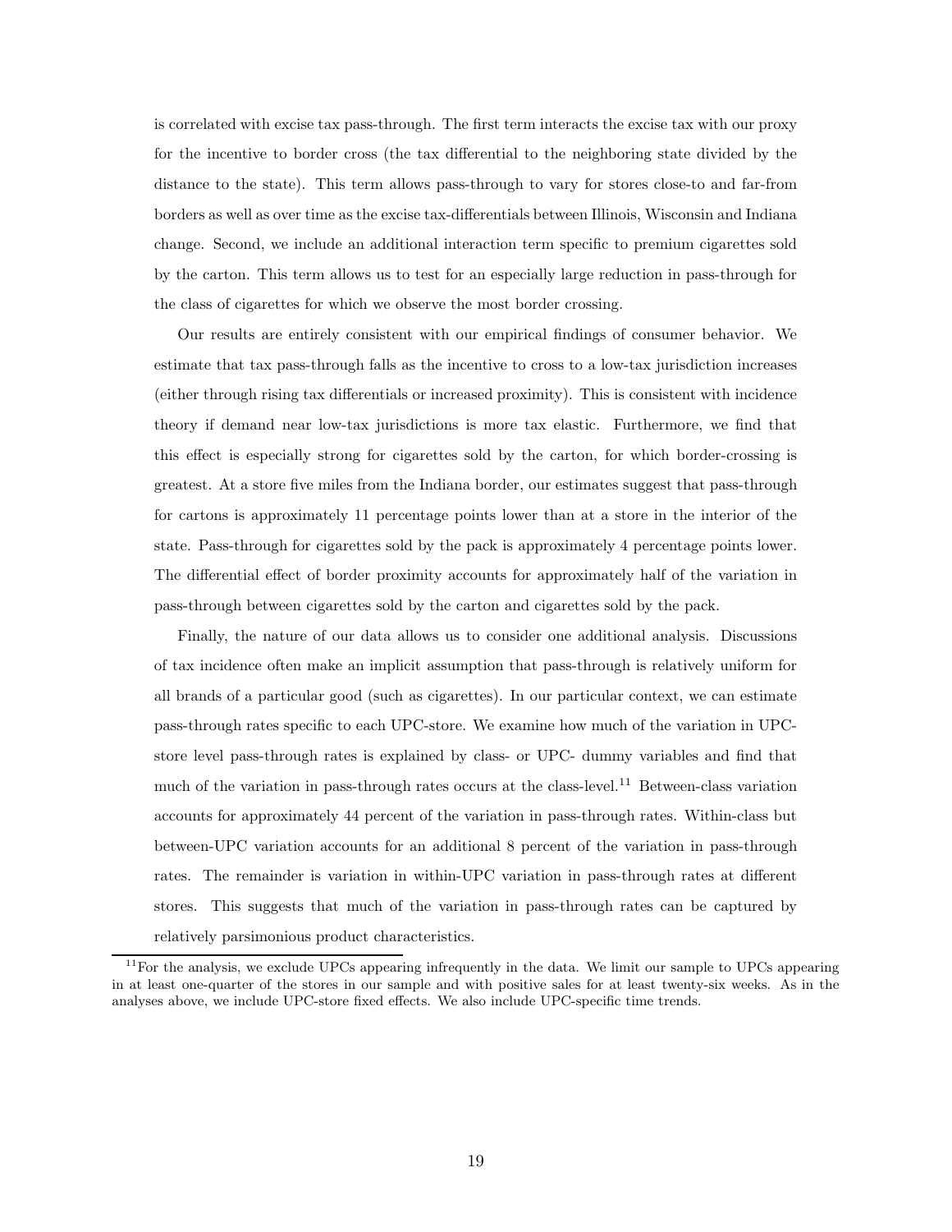is correlated with excise tax pass-through. The first term interacts the excise tax with our proxy for the incentive to border cross (the tax differential to the neighboring state divided by the distance to the state). This term allows pass-through to vary for stores close-to and far-from borders as well as over time as the excise tax-differentials between Illinois, Wisconsin and Indiana change. Second, we include an additional interaction term specific to premium cigarettes sold by the carton. This term allows us to test for an especially large reduction in pass-through for the class of cigarettes for which we observe the most border crossing.

Our results are entirely consistent with our empirical findings of consumer behavior. We estimate that tax pass-through falls as the incentive to cross to a low-tax jurisdiction increases (either through rising tax differentials or increased proximity). This is consistent with incidence theory if demand near low-tax jurisdictions is more tax elastic. Furthermore, we find that this effect is especially strong for cigarettes sold by the carton, for which border-crossing is greatest. At a store five miles from the Indiana border, our estimates suggest that pass-through for cartons is approximately 11 percentage points lower than at a store in the interior of the state. Pass-through for cigarettes sold by the pack is approximately 4 percentage points lower. The differential effect of border proximity accounts for approximately half of the variation in pass-through between cigarettes sold by the carton and cigarettes sold by the pack.

Finally, the nature of our data allows us to consider one additional analysis. Discussions of tax incidence often make an implicit assumption that pass-through is relatively uniform for all brands of a particular good (such as cigarettes). In our particular context, we can estimate pass-through rates specific to each UPC-store. We examine how much of the variation in UPC-store level pass-through rates is explained by class- or UPC- dummy variables and find that much of the variation in pass-through rates occurs at the class-level.[11] Between-class variation accounts for approximately 44 percent of the variation in pass-through rates. Within-class but between-UPC variation accounts for an additional 8 percent of the variation in pass-through rates. The remainder is variation in within-UPC variation in pass-through rates at different stores. This suggests that much of the variation in pass-through rates can be captured by relatively parsimonious product characteristics.

[11] For the analysis, we exclude UPCs appearing infrequently in the data. We limit our sample to UPCs appearing in at least one-quarter of the stores in our sample and with positive sales for at least twenty-six weeks. As in the analyses above, we include UPC-store fixed effects. We also include UPC-specific time trends.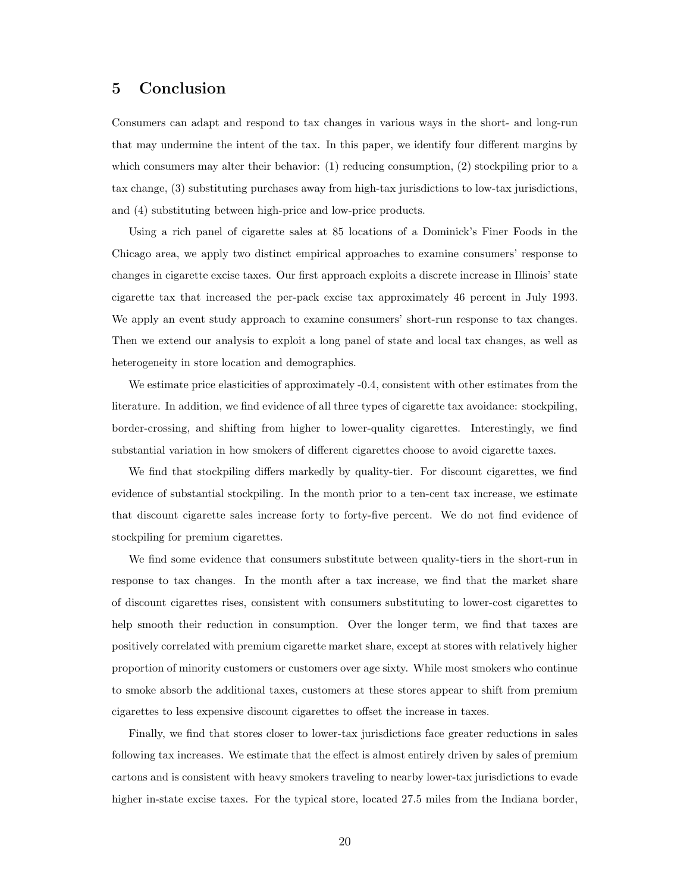# 5 Conclusion

Consumers can adapt and respond to tax changes in various ways in the short- and long-run that may undermine the intent of the tax. In this paper, we identify four different margins by which consumers may alter their behavior: (1) reducing consumption, (2) stockpiling prior to a tax change, (3) substituting purchases away from high-tax jurisdictions to low-tax jurisdictions, and (4) substituting between high-price and low-price products.

Using a rich panel of cigarette sales at 85 locations of a Dominick's Finer Foods in the Chicago area, we apply two distinct empirical approaches to examine consumers' response to changes in cigarette excise taxes. Our first approach exploits a discrete increase in Illinois' state cigarette tax that increased the per-pack excise tax approximately 46 percent in July 1993. We apply an event study approach to examine consumers' short-run response to tax changes. Then we extend our analysis to exploit a long panel of state and local tax changes, as well as heterogeneity in store location and demographics.

We estimate price elasticities of approximately -0.4, consistent with other estimates from the literature. In addition, we find evidence of all three types of cigarette tax avoidance: stockpiling, border-crossing, and shifting from higher to lower-quality cigarettes. Interestingly, we find substantial variation in how smokers of different cigarettes choose to avoid cigarette taxes.

We find that stockpiling differs markedly by quality-tier. For discount cigarettes, we find evidence of substantial stockpiling. In the month prior to a ten-cent tax increase, we estimate that discount cigarette sales increase forty to forty-five percent. We do not find evidence of stockpiling for premium cigarettes.

We find some evidence that consumers substitute between quality-tiers in the short-run in response to tax changes. In the month after a tax increase, we find that the market share of discount cigarettes rises, consistent with consumers substituting to lower-cost cigarettes to help smooth their reduction in consumption. Over the longer term, we find that taxes are positively correlated with premium cigarette market share, except at stores with relatively higher proportion of minority customers or customers over age sixty. While most smokers who continue to smoke absorb the additional taxes, customers at these stores appear to shift from premium cigarettes to less expensive discount cigarettes to offset the increase in taxes.

Finally, we find that stores closer to lower-tax jurisdictions face greater reductions in sales following tax increases. We estimate that the effect is almost entirely driven by sales of premium cartons and is consistent with heavy smokers traveling to nearby lower-tax jurisdictions to evade higher in-state excise taxes. For the typical store, located 27.5 miles from the Indiana border,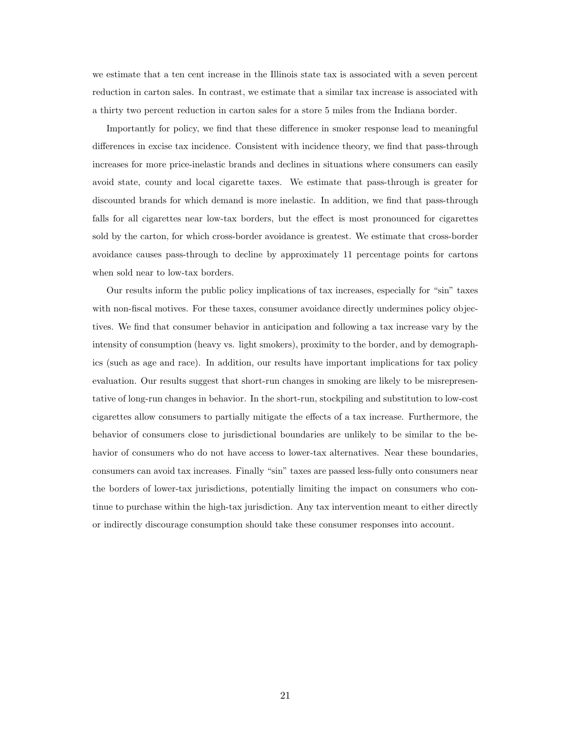we estimate that a ten cent increase in the Illinois state tax is associated with a seven percent reduction in carton sales. In contrast, we estimate that a similar tax increase is associated with a thirty two percent reduction in carton sales for a store 5 miles from the Indiana border.

Importantly for policy, we find that these difference in smoker response lead to meaningful differences in excise tax incidence. Consistent with incidence theory, we find that pass-through increases for more price-inelastic brands and declines in situations where consumers can easily avoid state, county and local cigarette taxes. We estimate that pass-through is greater for discounted brands for which demand is more inelastic. In addition, we find that pass-through falls for all cigarettes near low-tax borders, but the effect is most pronounced for cigarettes sold by the carton, for which cross-border avoidance is greatest. We estimate that cross-border avoidance causes pass-through to decline by approximately 11 percentage points for cartons when sold near to low-tax borders.

Our results inform the public policy implications of tax increases, especially for "sin" taxes with non-fiscal motives. For these taxes, consumer avoidance directly undermines policy objectives. We find that consumer behavior in anticipation and following a tax increase vary by the intensity of consumption (heavy vs. light smokers), proximity to the border, and by demographics (such as age and race). In addition, our results have important implications for tax policy evaluation. Our results suggest that short-run changes in smoking are likely to be misrepresentative of long-run changes in behavior. In the short-run, stockpiling and substitution to low-cost cigarettes allow consumers to partially mitigate the effects of a tax increase. Furthermore, the behavior of consumers close to jurisdictional boundaries are unlikely to be similar to the behavior of consumers who do not have access to lower-tax alternatives. Near these boundaries, consumers can avoid tax increases. Finally "sin" taxes are passed less-fully onto consumers near the borders of lower-tax jurisdictions, potentially limiting the impact on consumers who continue to purchase within the high-tax jurisdiction. Any tax intervention meant to either directly or indirectly discourage consumption should take these consumer responses into account.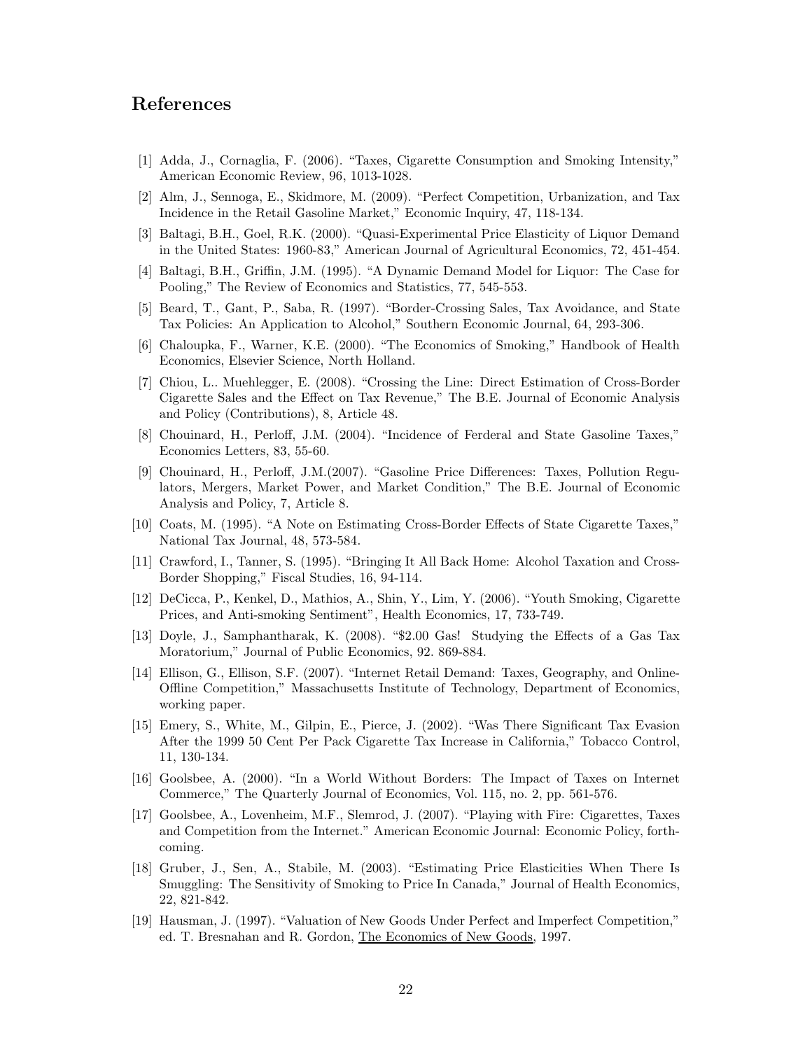# References

[1] Adda, J., Cornaglia, F. (2006). "Taxes, Cigarette Consumption and Smoking Intensity," American Economic Review, 96, 1013-1028.

[2] Alm, J., Sennoga, E., Skidmore, M. (2009). "Perfect Competition, Urbanization, and Tax Incidence in the Retail Gasoline Market," Economic Inquiry, 47, 118-134.

[3] Baltagi, B.H., Goel, R.K. (2000). "Quasi-Experimental Price Elasticity of Liquor Demand in the United States: 1960-83," American Journal of Agricultural Economics, 72, 451-454.

[4] Baltagi, B.H., Griffin, J.M. (1995). "A Dynamic Demand Model for Liquor: The Case for Pooling," The Review of Economics and Statistics, 77, 545-553.

[5] Beard, T., Gant, P., Saba, R. (1997). "Border-Crossing Sales, Tax Avoidance, and State Tax Policies: An Application to Alcohol," Southern Economic Journal, 64, 293-306.

[6] Chaloupka, F., Warner, K.E. (2000). "The Economics of Smoking," Handbook of Health Economics, Elsevier Science, North Holland.

[7] Chiou, L.. Muehlegger, E. (2008). "Crossing the Line: Direct Estimation of Cross-Border Cigarette Sales and the Effect on Tax Revenue," The B.E. Journal of Economic Analysis and Policy (Contributions), 8, Article 48.

[8] Chouinard, H., Perloff, J.M. (2004). "Incidence of Ferderal and State Gasoline Taxes," Economics Letters, 83, 55-60.

[9] Chouinard, H., Perloff, J.M.(2007). "Gasoline Price Differences: Taxes, Pollution Regulators, Mergers, Market Power, and Market Condition," The B.E. Journal of Economic Analysis and Policy, 7, Article 8.

[10] Coats, M. (1995). "A Note on Estimating Cross-Border Effects of State Cigarette Taxes," National Tax Journal, 48, 573-584.

[11] Crawford, I., Tanner, S. (1995). "Bringing It All Back Home: Alcohol Taxation and Cross-Border Shopping," Fiscal Studies, 16, 94-114.

[12] DeCicca, P., Kenkel, D., Mathios, A., Shin, Y., Lim, Y. (2006). "Youth Smoking, Cigarette Prices, and Anti-smoking Sentiment", Health Economics, 17, 733-749.

[13] Doyle, J., Samphantharak, K. (2008). "$2.00 Gas! Studying the Effects of a Gas Tax Moratorium," Journal of Public Economics, 92. 869-884.

[14] Ellison, G., Ellison, S.F. (2007). "Internet Retail Demand: Taxes, Geography, and Online-Offline Competition," Massachusetts Institute of Technology, Department of Economics, working paper.

[15] Emery, S., White, M., Gilpin, E., Pierce, J. (2002). "Was There Significant Tax Evasion After the 1999 50 Cent Per Pack Cigarette Tax Increase in California," Tobacco Control, 11, 130-134.

[16] Goolsbee, A. (2000). "In a World Without Borders: The Impact of Taxes on Internet Commerce," The Quarterly Journal of Economics, Vol. 115, no. 2, pp. 561-576.

[17] Goolsbee, A., Lovenheim, M.F., Slemrod, J. (2007). "Playing with Fire: Cigarettes, Taxes and Competition from the Internet." American Economic Journal: Economic Policy, forthcoming.

[18] Gruber, J., Sen, A., Stabile, M. (2003). "Estimating Price Elasticities When There Is Smuggling: The Sensitivity of Smoking to Price In Canada," Journal of Health Economics, 22, 821-842.

[19] Hausman, J. (1997). "Valuation of New Goods Under Perfect and Imperfect Competition," ed. T. Bresnahan and R. Gordon, The Economics of New Goods, 1997.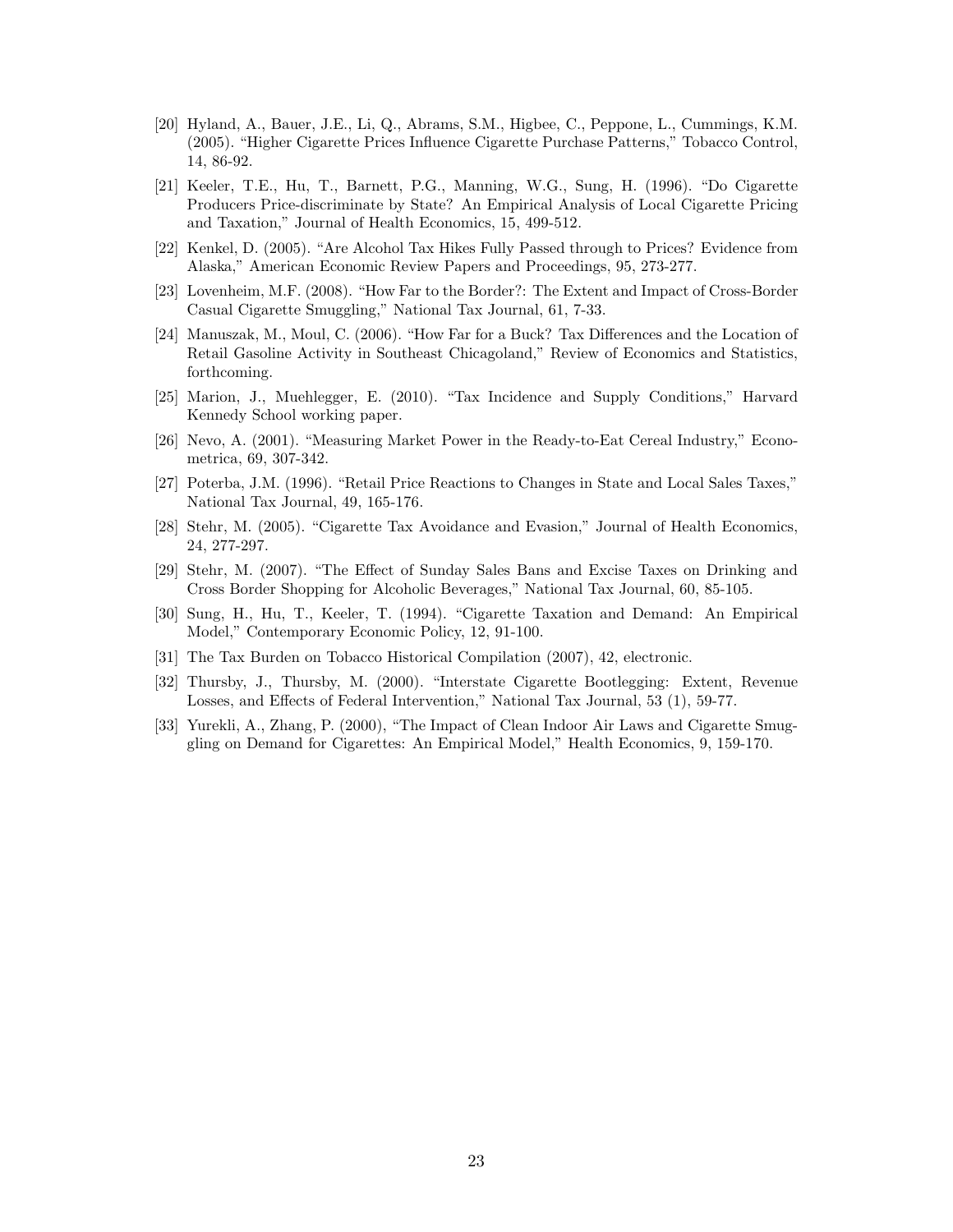[20] Hyland, A., Bauer, J.E., Li, Q., Abrams, S.M., Higbee, C., Peppone, L., Cummings, K.M. (2005). "Higher Cigarette Prices Influence Cigarette Purchase Patterns," Tobacco Control, 14, 86-92.

[21] Keeler, T.E., Hu, T., Barnett, P.G., Manning, W.G., Sung, H. (1996). "Do Cigarette Producers Price-discriminate by State? An Empirical Analysis of Local Cigarette Pricing and Taxation," Journal of Health Economics, 15, 499-512.

[22] Kenkel, D. (2005). "Are Alcohol Tax Hikes Fully Passed through to Prices? Evidence from Alaska," American Economic Review Papers and Proceedings, 95, 273-277.

[23] Lovenheim, M.F. (2008). "How Far to the Border?: The Extent and Impact of Cross-Border Casual Cigarette Smuggling," National Tax Journal, 61, 7-33.

[24] Manuszak, M., Moul, C. (2006). "How Far for a Buck? Tax Differences and the Location of Retail Gasoline Activity in Southeast Chicagoland," Review of Economics and Statistics, forthcoming.

[25] Marion, J., Muehlegger, E. (2010). "Tax Incidence and Supply Conditions," Harvard Kennedy School working paper.

[26] Nevo, A. (2001). "Measuring Market Power in the Ready-to-Eat Cereal Industry," Econometrica, 69, 307-342.

[27] Poterba, J.M. (1996). "Retail Price Reactions to Changes in State and Local Sales Taxes," National Tax Journal, 49, 165-176.

[28] Stehr, M. (2005). "Cigarette Tax Avoidance and Evasion," Journal of Health Economics, 24, 277-297.

[29] Stehr, M. (2007). "The Effect of Sunday Sales Bans and Excise Taxes on Drinking and Cross Border Shopping for Alcoholic Beverages," National Tax Journal, 60, 85-105.

[30] Sung, H., Hu, T., Keeler, T. (1994). "Cigarette Taxation and Demand: An Empirical Model," Contemporary Economic Policy, 12, 91-100.

[31] The Tax Burden on Tobacco Historical Compilation (2007), 42, electronic.

[32] Thursby, J., Thursby, M. (2000). "Interstate Cigarette Bootlegging: Extent, Revenue Losses, and Effects of Federal Intervention," National Tax Journal, 53 (1), 59-77.

[33] Yurekli, A., Zhang, P. (2000), "The Impact of Clean Indoor Air Laws and Cigarette Smuggling on Demand for Cigarettes: An Empirical Model," Health Economics, 9, 159-170.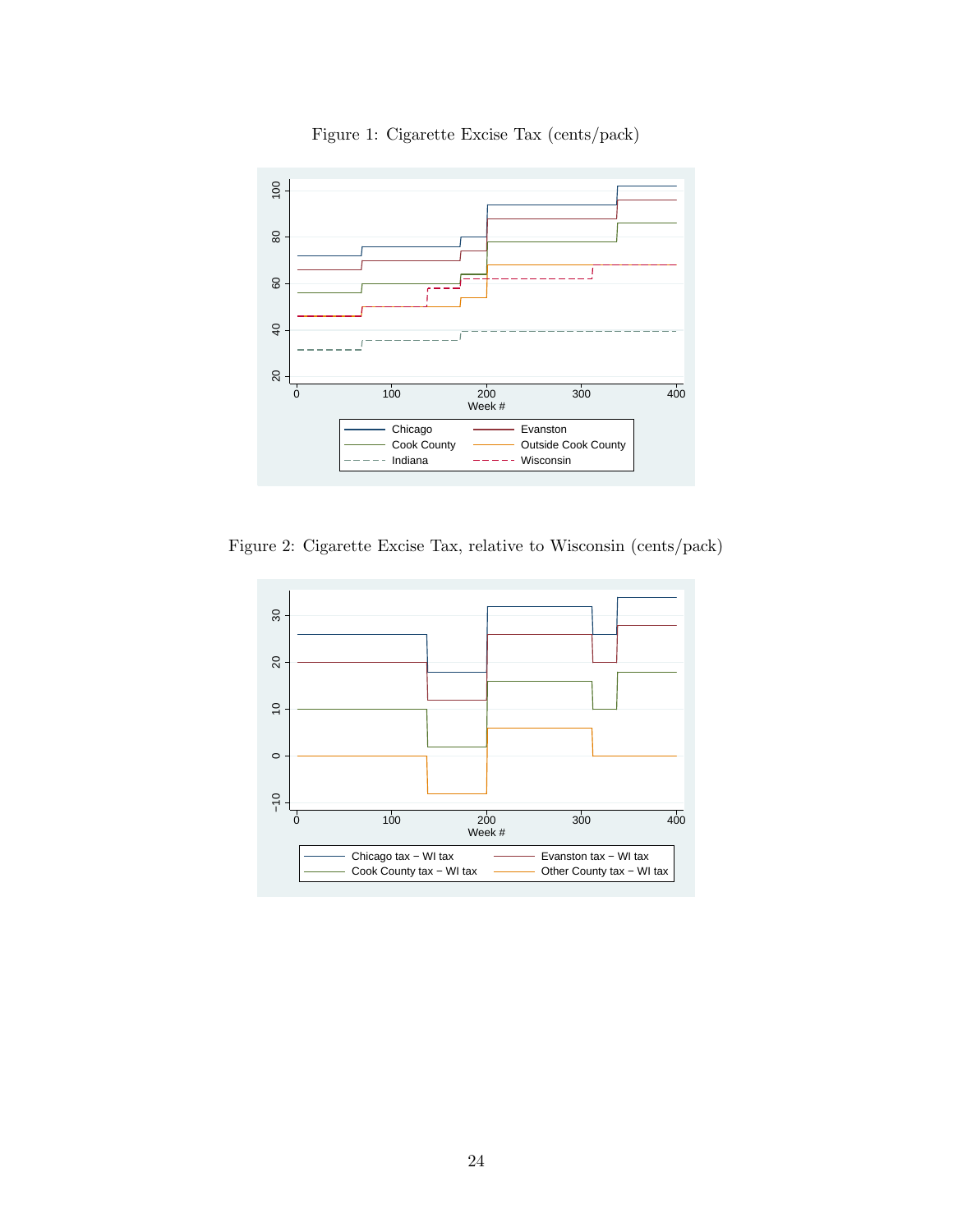Figure 1: Cigarette Excise Tax (cents/pack)

Figure 2: Cigarette Excise Tax, relative to Wisconsin (cents/pack)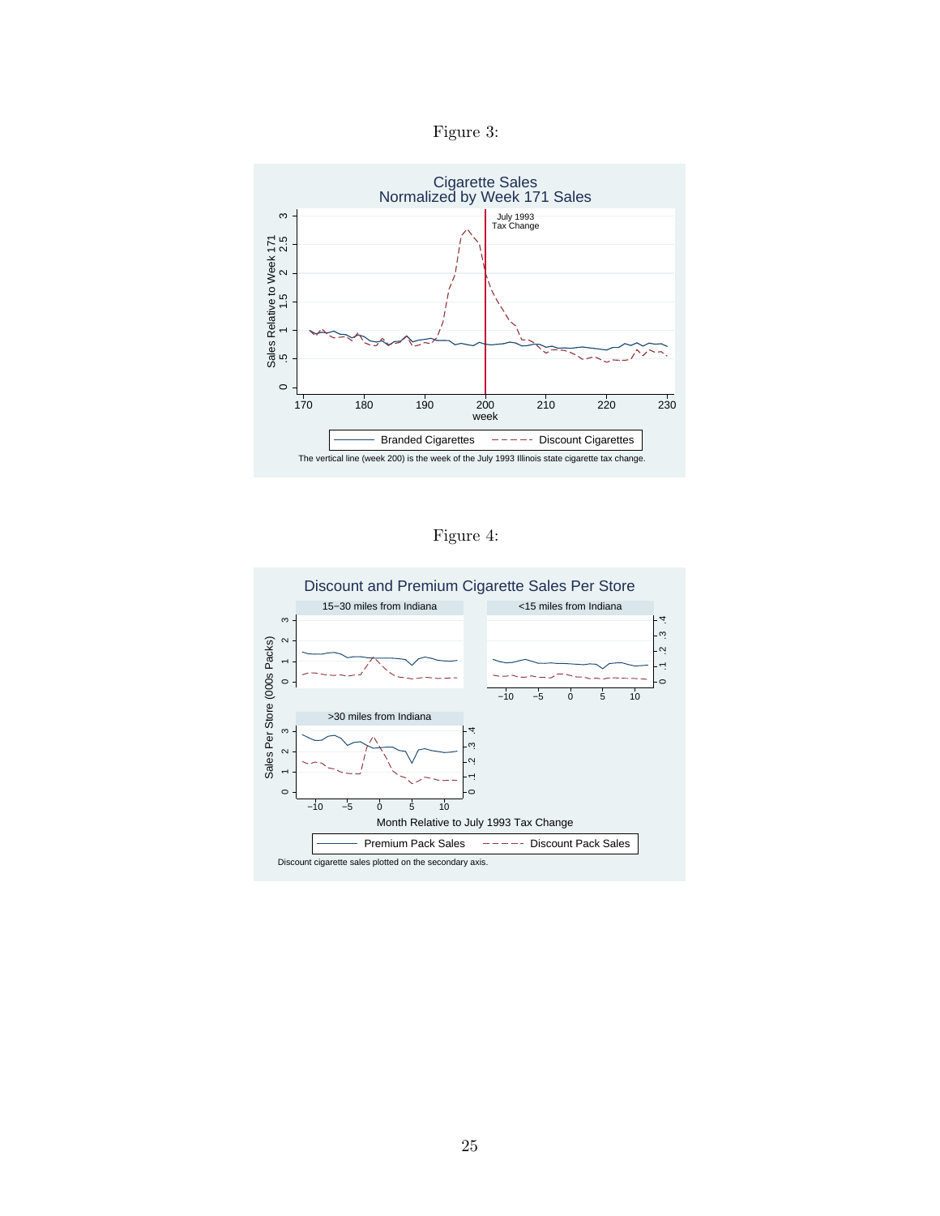Figure 3:

Cigarette Sales
Normalized by Week 171 Sales

The vertical line (week 200) is the week of the July 1993 Illinois state cigarette tax change.

Figure 4:

Discount and Premium Cigarette Sales Per Store

Discount cigarette sales plotted on the secondary axis.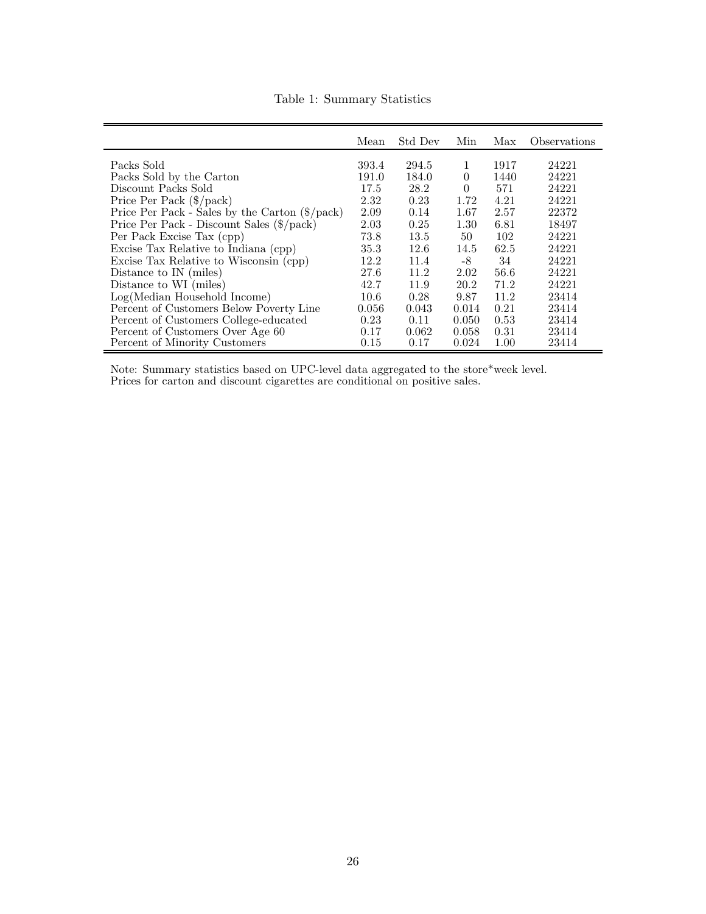Table 1: Summary Statistics

| | Mean | Std Dev | Min | Max | Observations |
|---|---|---|---|---|---|
| Packs Sold | 393.4 | 294.5 | 1 | 1917 | 24221 |
| Packs Sold by the Carton | 191.0 | 184.0 | 0 | 1440 | 24221 |
| Discount Packs Sold | 17.5 | 28.2 | 0 | 571 | 24221 |
| Price Per Pack ($/pack) | 2.32 | 0.23 | 1.72 | 4.21 | 24221 |
| Price Per Pack - Sales by the Carton ($/pack) | 2.09 | 0.14 | 1.67 | 2.57 | 22372 |
| Price Per Pack - Discount Sales ($/pack) | 2.03 | 0.25 | 1.30 | 6.81 | 18497 |
| Per Pack Excise Tax (cpp) | 73.8 | 13.5 | 50 | 102 | 24221 |
| Excise Tax Relative to Indiana (cpp) | 35.3 | 12.6 | 14.5 | 62.5 | 24221 |
| Excise Tax Relative to Wisconsin (cpp) | 12.2 | 11.4 | -8 | 34 | 24221 |
| Distance to IN (miles) | 27.6 | 11.2 | 2.02 | 56.6 | 24221 |
| Distance to WI (miles) | 42.7 | 11.9 | 20.2 | 71.2 | 24221 |
| Log(Median Household Income) | 10.6 | 0.28 | 9.87 | 11.2 | 23414 |
| Percent of Customers Below Poverty Line | 0.056 | 0.043 | 0.014 | 0.21 | 23414 |
| Percent of Customers College-educated | 0.23 | 0.11 | 0.050 | 0.53 | 23414 |
| Percent of Customers Over Age 60 | 0.17 | 0.062 | 0.058 | 0.31 | 23414 |
| Percent of Minority Customers | 0.15 | 0.17 | 0.024 | 1.00 | 23414 |

Note: Summary statistics based on UPC-level data aggregated to the store*week level.
Prices for carton and discount cigarettes are conditional on positive sales.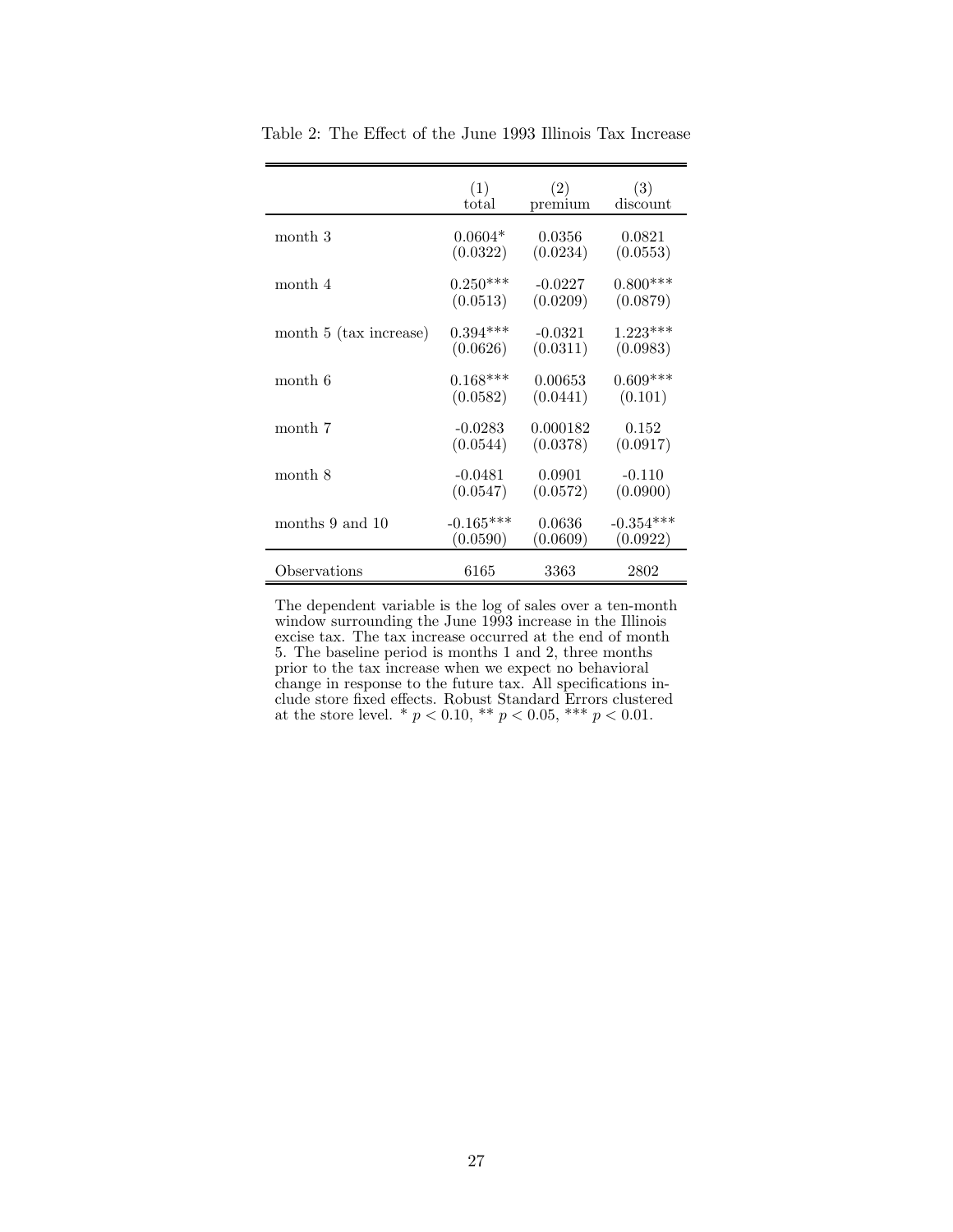Table 2: The Effect of the June 1993 Illinois Tax Increase

| | (1) total | (2) premium | (3) discount |
|---|---|---|---|
| month 3 | 0.0604* | 0.0356 | 0.0821 |
| | (0.0322) | (0.0234) | (0.0553) |
| month 4 | 0.250*** | -0.0227 | 0.800*** |
| | (0.0513) | (0.0209) | (0.0879) |
| month 5 (tax increase) | 0.394*** | -0.0321 | 1.223*** |
| | (0.0626) | (0.0311) | (0.0983) |
| month 6 | 0.168*** | 0.00653 | 0.609*** |
| | (0.0582) | (0.0441) | (0.101) |
| month 7 | -0.0283 | 0.000182 | 0.152 |
| | (0.0544) | (0.0378) | (0.0917) |
| month 8 | -0.0481 | 0.0901 | -0.110 |
| | (0.0547) | (0.0572) | (0.0900) |
| months 9 and 10 | -0.165*** | 0.0636 | -0.354*** |
| | (0.0590) | (0.0609) | (0.0922) |
| Observations | 6165 | 3363 | 2802 |

The dependent variable is the log of sales over a ten-month window surrounding the June 1993 increase in the Illinois excise tax. The tax increase occurred at the end of month 5. The baseline period is months 1 and 2, three months prior to the tax increase when we expect no behavioral change in response to the future tax. All specifications include store fixed effects. Robust Standard Errors clustered at the store level. * $p < 0.10$, ** $p < 0.05$, *** $p < 0.01$.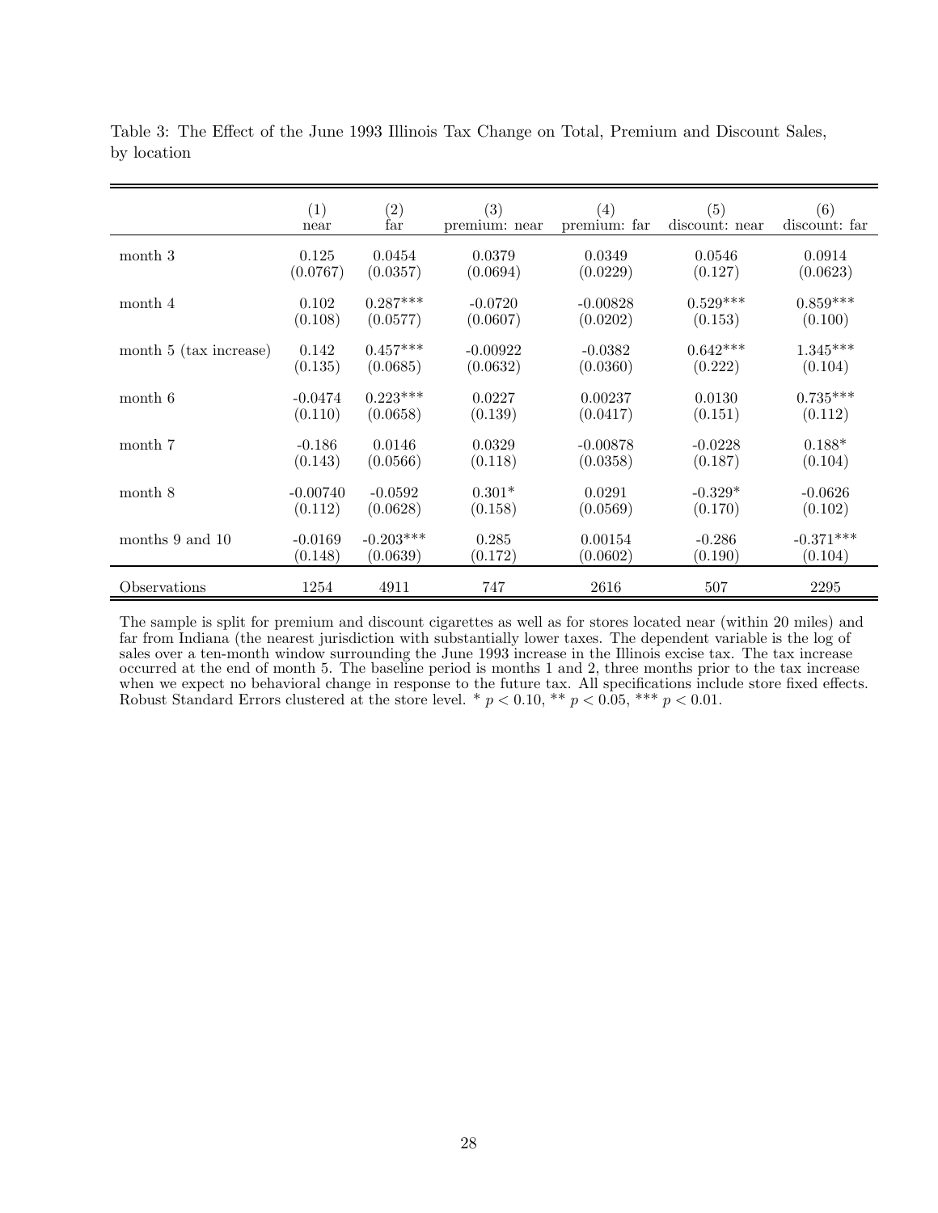Table 3: The Effect of the June 1993 Illinois Tax Change on Total, Premium and Discount Sales, by location

| | (1) near | (2) far | (3) premium: near | (4) premium: far | (5) discount: near | (6) discount: far |
|---|---|---|---|---|---|---|
| month 3 | 0.125 | 0.0454 | 0.0379 | 0.0349 | 0.0546 | 0.0914 |
| | (0.0767) | (0.0357) | (0.0694) | (0.0229) | (0.127) | (0.0623) |
| month 4 | 0.102 | 0.287*** | -0.0720 | -0.00828 | 0.529*** | 0.859*** |
| | (0.108) | (0.0577) | (0.0607) | (0.0202) | (0.153) | (0.100) |
| month 5 (tax increase) | 0.142 | 0.457*** | -0.00922 | -0.0382 | 0.642*** | 1.345*** |
| | (0.135) | (0.0685) | (0.0632) | (0.0360) | (0.222) | (0.104) |
| month 6 | -0.0474 | 0.223*** | 0.0227 | 0.00237 | 0.0130 | 0.735*** |
| | (0.110) | (0.0658) | (0.139) | (0.0417) | (0.151) | (0.112) |
| month 7 | -0.186 | 0.0146 | 0.0329 | -0.00878 | -0.0228 | 0.188* |
| | (0.143) | (0.0566) | (0.118) | (0.0358) | (0.187) | (0.104) |
| month 8 | -0.00740 | -0.0592 | 0.301* | 0.0291 | -0.329* | -0.0626 |
| | (0.112) | (0.0628) | (0.158) | (0.0569) | (0.170) | (0.102) |
| months 9 and 10 | -0.0169 | -0.203*** | 0.285 | 0.00154 | -0.286 | -0.371*** |
| | (0.148) | (0.0639) | (0.172) | (0.0602) | (0.190) | (0.104) |
| Observations | 1254 | 4911 | 747 | 2616 | 507 | 2295 |

The sample is split for premium and discount cigarettes as well as for stores located near (within 20 miles) and far from Indiana (the nearest jurisdiction with substantially lower taxes. The dependent variable is the log of sales over a ten-month window surrounding the June 1993 increase in the Illinois excise tax. The tax increase occurred at the end of month 5. The baseline period is months 1 and 2, three months prior to the tax increase when we expect no behavioral change in response to the future tax. All specifications include store fixed effects. Robust Standard Errors clustered at the store level. * $p < 0.10$, ** $p < 0.05$, *** $p < 0.01$.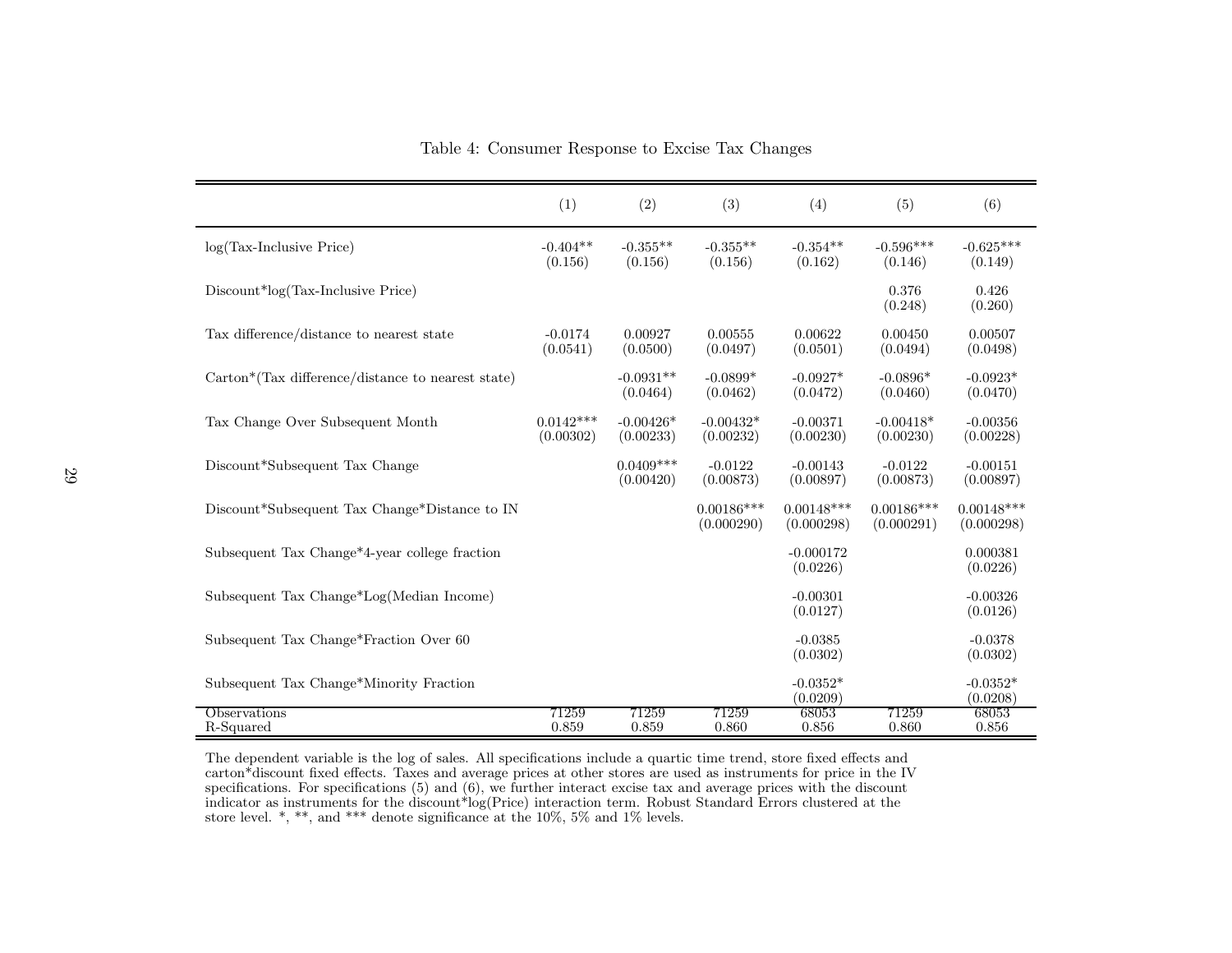Table 4: Consumer Response to Excise Tax Changes

| | (1) | (2) | (3) | (4) | (5) | (6) |
|---|---|---|---|---|---|---|
| log(Tax-Inclusive Price) | -0.404** | -0.355** | -0.355** | -0.354** | -0.596*** | -0.625*** |
| | (0.156) | (0.156) | (0.156) | (0.162) | (0.146) | (0.149) |
| Discount*log(Tax-Inclusive Price) | | | | | 0.376 | 0.426 |
| | | | | | (0.248) | (0.260) |
| Tax difference/distance to nearest state | -0.0174 | 0.00927 | 0.00555 | 0.00622 | 0.00450 | 0.00507 |
| | (0.0541) | (0.0500) | (0.0497) | (0.0501) | (0.0494) | (0.0498) |
| Carton*(Tax difference/distance to nearest state) | | -0.0931** | -0.0899* | -0.0927* | -0.0896* | -0.0923* |
| | | (0.0464) | (0.0462) | (0.0472) | (0.0460) | (0.0470) |
| Tax Change Over Subsequent Month | 0.0142*** | -0.00426* | -0.00432* | -0.00371 | -0.00418* | -0.00356 |
| | (0.00302) | (0.00233) | (0.00232) | (0.00230) | (0.00230) | (0.00228) |
| Discount*Subsequent Tax Change | | 0.0409*** | -0.0122 | -0.00143 | -0.0122 | -0.00151 |
| | | (0.00420) | (0.00873) | (0.00897) | (0.00873) | (0.00897) |
| Discount*Subsequent Tax Change*Distance to IN | | | 0.00186*** | 0.00148*** | 0.00186*** | 0.00148*** |
| | | | (0.000290) | (0.000298) | (0.000291) | (0.000298) |
| Subsequent Tax Change*4-year college fraction | | | | -0.000172 | | 0.000381 |
| | | | | (0.0226) | | (0.0226) |
| Subsequent Tax Change*Log(Median Income) | | | | -0.00301 | | -0.00326 |
| | | | | (0.0127) | | (0.0126) |
| Subsequent Tax Change*Fraction Over 60 | | | | -0.0385 | | -0.0378 |
| | | | | (0.0302) | | (0.0302) |
| Subsequent Tax Change*Minority Fraction | | | | -0.0352* | | -0.0352* |
| | | | | (0.0209) | | (0.0208) |
| Observations | 71259 | 71259 | 71259 | 68053 | 71259 | 68053 |
| R-Squared | 0.859 | 0.859 | 0.860 | 0.856 | 0.860 | 0.856 |

The dependent variable is the log of sales. All specifications include a quartic time trend, store fixed effects and carton*discount fixed effects. Taxes and average prices at other stores are used as instruments for price in the IV specifications. For specifications (5) and (6), we further interact excise tax and average prices with the discount indicator as instruments for the discount*log(Price) interaction term. Robust Standard Errors clustered at the store level. *, **, and *** denote significance at the 10%, 5% and 1% levels.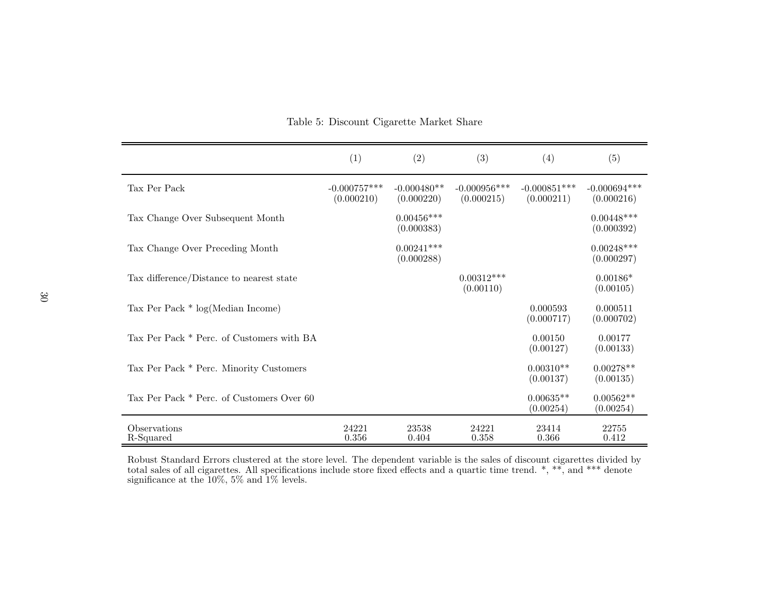Table 5: Discount Cigarette Market Share

| | (1) | (2) | (3) | (4) | (5) |
|---|---|---|---|---|---|
| Tax Per Pack | -0.000757*** | -0.000480** | -0.000956*** | -0.000851*** | -0.000694*** |
| | (0.000210) | (0.000220) | (0.000215) | (0.000211) | (0.000216) |
| Tax Change Over Subsequent Month | | 0.00456*** | | | 0.00448*** |
| | | (0.000383) | | | (0.000392) |
| Tax Change Over Preceding Month | | 0.00241*** | | | 0.00248*** |
| | | (0.000288) | | | (0.000297) |
| Tax difference/Distance to nearest state | | | 0.00312*** | | 0.00186* |
| | | | (0.00110) | | (0.00105) |
| Tax Per Pack * log(Median Income) | | | | 0.000593 | 0.000511 |
| | | | | (0.000717) | (0.000702) |
| Tax Per Pack * Perc. of Customers with BA | | | | 0.00150 | 0.00177 |
| | | | | (0.00127) | (0.00133) |
| Tax Per Pack * Perc. Minority Customers | | | | 0.00310** | 0.00278** |
| | | | | (0.00137) | (0.00135) |
| Tax Per Pack * Perc. of Customers Over 60 | | | | 0.00635** | 0.00562** |
| | | | | (0.00254) | (0.00254) |
| Observations | 24221 | 23538 | 24221 | 23414 | 22755 |
| R-Squared | 0.356 | 0.404 | 0.358 | 0.366 | 0.412 |

Robust Standard Errors clustered at the store level. The dependent variable is the sales of discount cigarettes divided by total sales of all cigarettes. All specifications include store fixed effects and a quartic time trend. *, **, and *** denote significance at the 10%, 5% and 1% levels.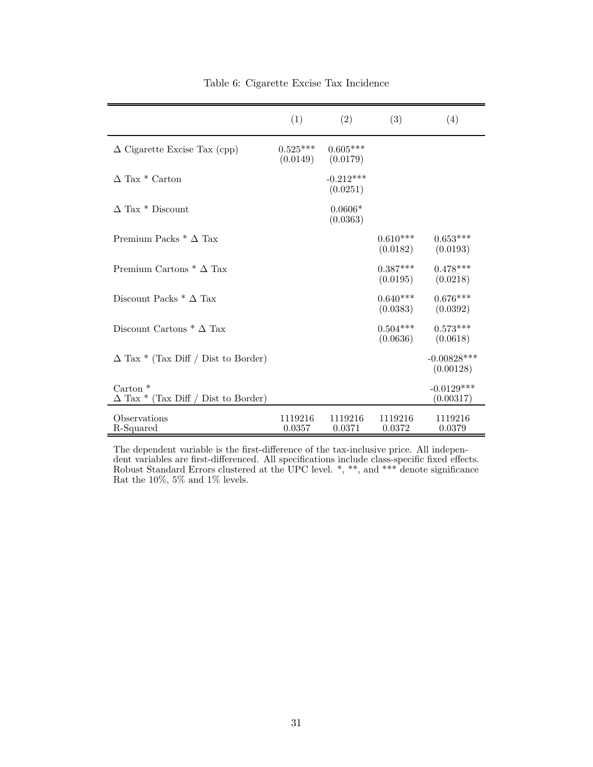Table 6: Cigarette Excise Tax Incidence

| | (1) | (2) | (3) | (4) |
|---|---|---|---|---|
| Δ Cigarette Excise Tax (cpp) | 0.525***<br>(0.0149) | 0.605***<br>(0.0179) | | |
| Δ Tax * Carton | | -0.212***<br>(0.0251) | | |
| Δ Tax * Discount | | 0.0606*<br>(0.0363) | | |
| Premium Packs * Δ Tax | | | 0.610***<br>(0.0182) | 0.653***<br>(0.0193) |
| Premium Cartons * Δ Tax | | | 0.387***<br>(0.0195) | 0.478***<br>(0.0218) |
| Discount Packs * Δ Tax | | | 0.640***<br>(0.0383) | 0.676***<br>(0.0392) |
| Discount Cartons * Δ Tax | | | 0.504***<br>(0.0636) | 0.573***<br>(0.0618) |
| Δ Tax * (Tax Diff / Dist to Border) | | | | -0.00828***<br>(0.00128) |
| Carton * Δ Tax * (Tax Diff / Dist to Border) | | | | -0.0129***<br>(0.00317) |
| Observations | 1119216 | 1119216 | 1119216 | 1119216 |
| R-Squared | 0.0357 | 0.0371 | 0.0372 | 0.0379 |

The dependent variable is the first-difference of the tax-inclusive price. All independent variables are first-differenced. All specifications include class-specific fixed effects. Robust Standard Errors clustered at the UPC level. *, **, and *** denote significance Rat the 10%, 5% and 1% levels.